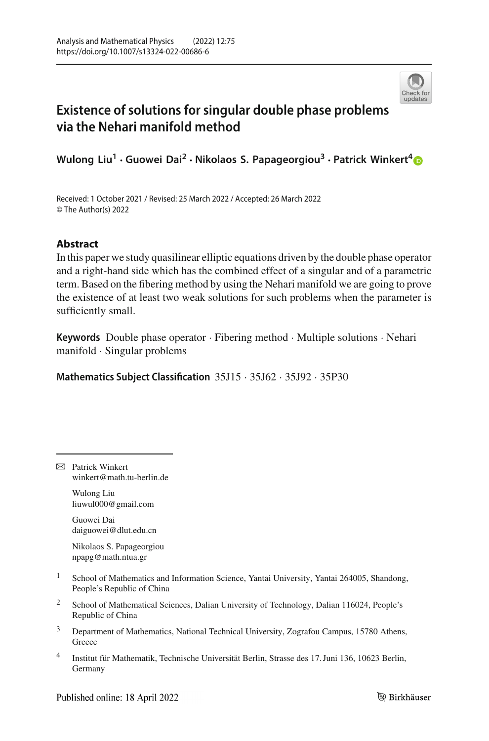# Existence of solutions for singular double phase problems via the Nehari manifold method

**Wulong Liu[1] · Guowei Dai[2] · Nikolaos S. Papageorgiou[3] · Patrick Winkert[4]**

Received: 1 October 2021 / Revised: 25 March 2022 / Accepted: 26 March 2022
© The Author(s) 2022

## Abstract

In this paper we study quasilinear elliptic equations driven by the double phase operator and a right-hand side which has the combined effect of a singular and of a parametric term. Based on the fibering method by using the Nehari manifold we are going to prove the existence of at least two weak solutions for such problems when the parameter is sufficiently small.

**Keywords** Double phase operator · Fibering method · Multiple solutions · Nehari manifold · Singular problems

**Mathematics Subject Classification** 35J15 · 35J62 · 35J92 · 35P30

✉ Patrick Winkert
winkert@math.tu-berlin.de

Wulong Liu
liuwul000@gmail.com

Guowei Dai
daiguowei@dlut.edu.cn

Nikolaos S. Papageorgiou
npapg@math.ntua.gr

[1] School of Mathematics and Information Science, Yantai University, Yantai 264005, Shandong, People's Republic of China

[2] School of Mathematical Sciences, Dalian University of Technology, Dalian 116024, People's Republic of China

[3] Department of Mathematics, National Technical University, Zografou Campus, 15780 Athens, Greece

[4] Institut für Mathematik, Technische Universität Berlin, Strasse des 17. Juni 136, 10623 Berlin, Germany

Published online: 18 April 2022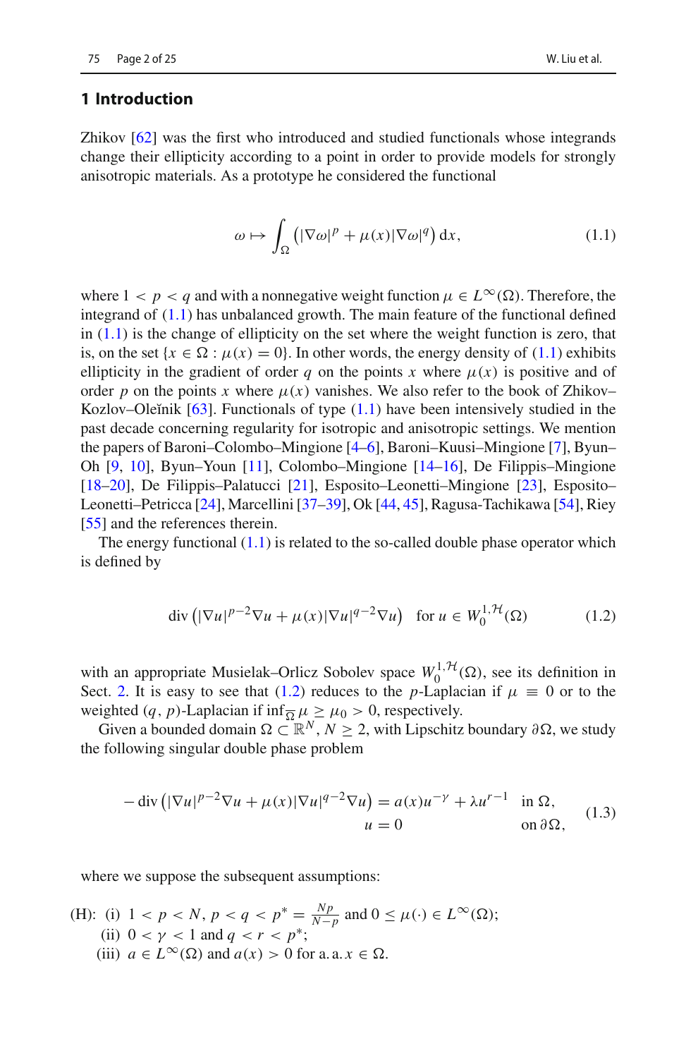## 1 Introduction

Zhikov [62] was the first who introduced and studied functionals whose integrands change their ellipticity according to a point in order to provide models for strongly anisotropic materials. As a prototype he considered the functional

$$\omega \mapsto \int_\Omega \left( |\nabla \omega|^p + \mu(x)|\nabla \omega|^q \right) \mathrm{d}x, \tag{1.1}$$

where $1 < p < q$ and with a nonnegative weight function $\mu \in L^\infty(\Omega)$. Therefore, the integrand of (1.1) has unbalanced growth. The main feature of the functional defined in (1.1) is the change of ellipticity on the set where the weight function is zero, that is, on the set $\{x \in \Omega : \mu(x) = 0\}$. In other words, the energy density of (1.1) exhibits ellipticity in the gradient of order $q$ on the points $x$ where $\mu(x)$ is positive and of order $p$ on the points $x$ where $\mu(x)$ vanishes. We also refer to the book of Zhikov–Kozlov–Oleĭnik [63]. Functionals of type (1.1) have been intensively studied in the past decade concerning regularity for isotropic and anisotropic settings. We mention the papers of Baroni–Colombo–Mingione [4–6], Baroni–Kuusi–Mingione [7], Byun–Oh [9, 10], Byun–Youn [11], Colombo–Mingione [14–16], De Filippis–Mingione [18–20], De Filippis–Palatucci [21], Esposito–Leonetti–Mingione [23], Esposito–Leonetti–Petricca [24], Marcellini [37–39], Ok [44, 45], Ragusa-Tachikawa [54], Riey [55] and the references therein.

The energy functional (1.1) is related to the so-called double phase operator which is defined by

$$\operatorname{div}\left(|\nabla u|^{p-2}\nabla u + \mu(x)|\nabla u|^{q-2}\nabla u\right) \quad \text{for } u \in W_0^{1,\mathcal{H}}(\Omega) \tag{1.2}$$

with an appropriate Musielak–Orlicz Sobolev space $W_0^{1,\mathcal{H}}(\Omega)$, see its definition in Sect. 2. It is easy to see that (1.2) reduces to the $p$-Laplacian if $\mu \equiv 0$ or to the weighted $(q, p)$-Laplacian if $\inf_{\overline{\Omega}} \mu \geq \mu_0 > 0$, respectively.

Given a bounded domain $\Omega \subset \mathbb{R}^N$, $N \geq 2$, with Lipschitz boundary $\partial\Omega$, we study the following singular double phase problem

$$\begin{aligned} -\operatorname{div}\left(|\nabla u|^{p-2}\nabla u + \mu(x)|\nabla u|^{q-2}\nabla u\right) &= a(x)u^{-\gamma} + \lambda u^{r-1} \quad && \text{in } \Omega,\\ u &= 0 && \text{on } \partial\Omega, \end{aligned} \tag{1.3}$$

where we suppose the subsequent assumptions:

(H): (i) $1 < p < N$, $p < q < p^* = \frac{Np}{N-p}$ and $0 \leq \mu(\cdot) \in L^\infty(\Omega)$;
  (ii) $0 < \gamma < 1$ and $q < r < p^*$;
  (iii) $a \in L^\infty(\Omega)$ and $a(x) > 0$ for a. a. $x \in \Omega$.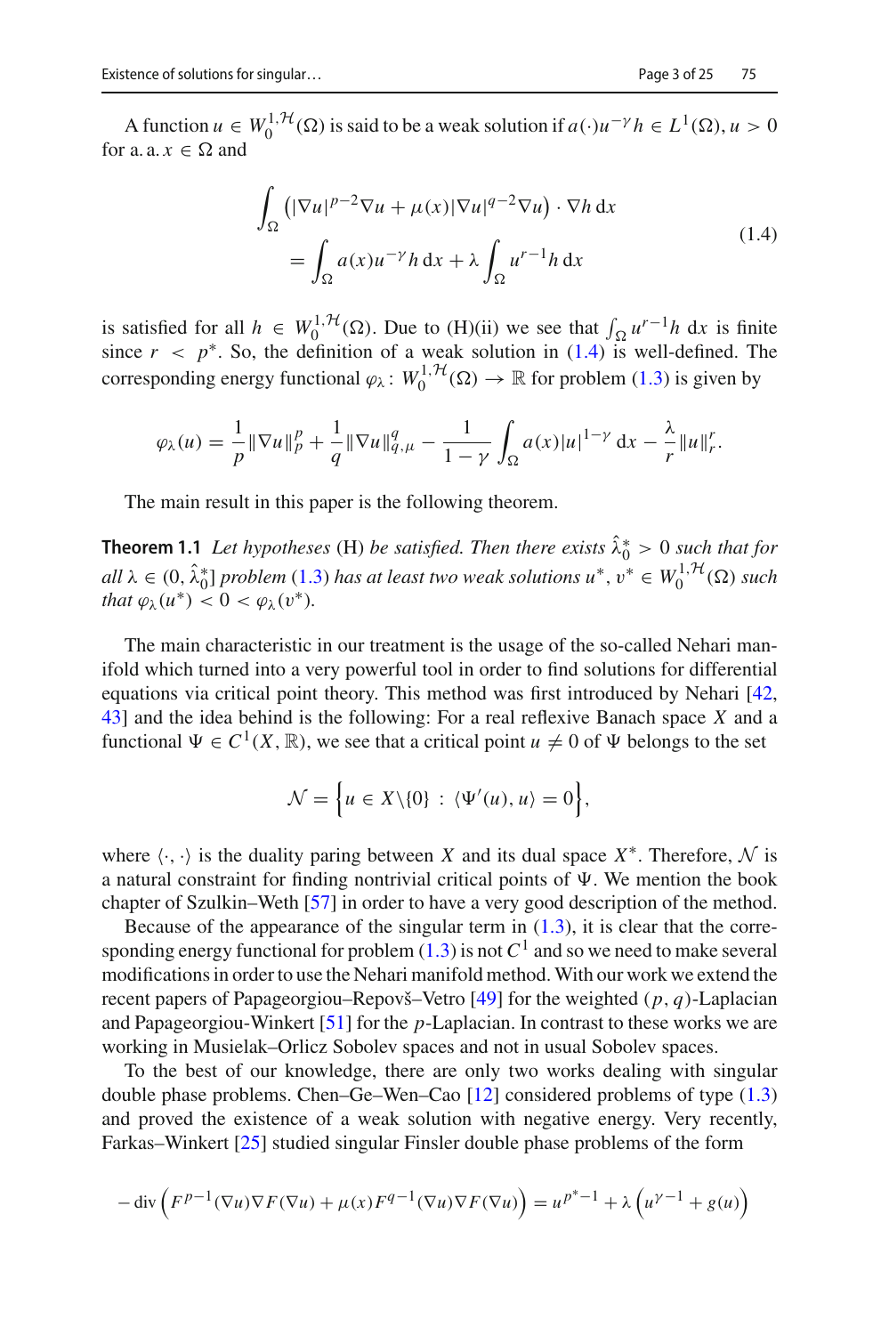A function $u \in W_0^{1,\mathcal{H}}(\Omega)$ is said to be a weak solution if $a(\cdot)u^{-\gamma}h \in L^1(\Omega)$, $u > 0$ for a. a. $x \in \Omega$ and

$$
\begin{aligned}
&\int_\Omega \left(|\nabla u|^{p-2}\nabla u + \mu(x)|\nabla u|^{q-2}\nabla u\right) \cdot \nabla h \,\mathrm{d}x \\
&\quad = \int_\Omega a(x) u^{-\gamma} h \,\mathrm{d}x + \lambda \int_\Omega u^{r-1} h \,\mathrm{d}x
\end{aligned}
\tag{1.4}
$$

is satisfied for all $h \in W_0^{1,\mathcal{H}}(\Omega)$. Due to (H)(ii) we see that $\int_\Omega u^{r-1}h \,\mathrm{d}x$ is finite since $r < p^*$. So, the definition of a weak solution in (1.4) is well-defined. The corresponding energy functional $\varphi_\lambda \colon W_0^{1,\mathcal{H}}(\Omega) \to \mathbb{R}$ for problem (1.3) is given by

$$
\varphi_\lambda(u) = \frac{1}{p}\|\nabla u\|_p^p + \frac{1}{q}\|\nabla u\|_{q,\mu}^q - \frac{1}{1-\gamma}\int_\Omega a(x)|u|^{1-\gamma}\,\mathrm{d}x - \frac{\lambda}{r}\|u\|_r^r.
$$

The main result in this paper is the following theorem.

**Theorem 1.1** *Let hypotheses* (H) *be satisfied. Then there exists $\hat{\lambda}_0^* > 0$ such that for all $\lambda \in (0, \hat{\lambda}_0^*]$ problem* (1.3) *has at least two weak solutions $u^*, v^* \in W_0^{1,\mathcal{H}}(\Omega)$ such that $\varphi_\lambda(u^*) < 0 < \varphi_\lambda(v^*)$.*

The main characteristic in our treatment is the usage of the so-called Nehari manifold which turned into a very powerful tool in order to find solutions for differential equations via critical point theory. This method was first introduced by Nehari [42, 43] and the idea behind is the following: For a real reflexive Banach space $X$ and a functional $\Psi \in C^1(X, \mathbb{R})$, we see that a critical point $u \neq 0$ of $\Psi$ belongs to the set

$$
\mathcal{N} = \left\{ u \in X \backslash \{0\} \,:\, \langle \Psi'(u), u \rangle = 0 \right\},
$$

where $\langle \cdot, \cdot \rangle$ is the duality paring between $X$ and its dual space $X^*$. Therefore, $\mathcal{N}$ is a natural constraint for finding nontrivial critical points of $\Psi$. We mention the book chapter of Szulkin–Weth [57] in order to have a very good description of the method.

Because of the appearance of the singular term in (1.3), it is clear that the corresponding energy functional for problem (1.3) is not $C^1$ and so we need to make several modifications in order to use the Nehari manifold method. With our work we extend the recent papers of Papageorgiou–Repovš–Vetro [49] for the weighted $(p, q)$-Laplacian and Papageorgiou-Winkert [51] for the $p$-Laplacian. In contrast to these works we are working in Musielak–Orlicz Sobolev spaces and not in usual Sobolev spaces.

To the best of our knowledge, there are only two works dealing with singular double phase problems. Chen–Ge–Wen–Cao [12] considered problems of type (1.3) and proved the existence of a weak solution with negative energy. Very recently, Farkas–Winkert [25] studied singular Finsler double phase problems of the form

$$
-\operatorname{div}\left(F^{p-1}(\nabla u)\nabla F(\nabla u) + \mu(x)F^{q-1}(\nabla u)\nabla F(\nabla u)\right) = u^{p^*-1} + \lambda\left(u^{\gamma-1} + g(u)\right)
$$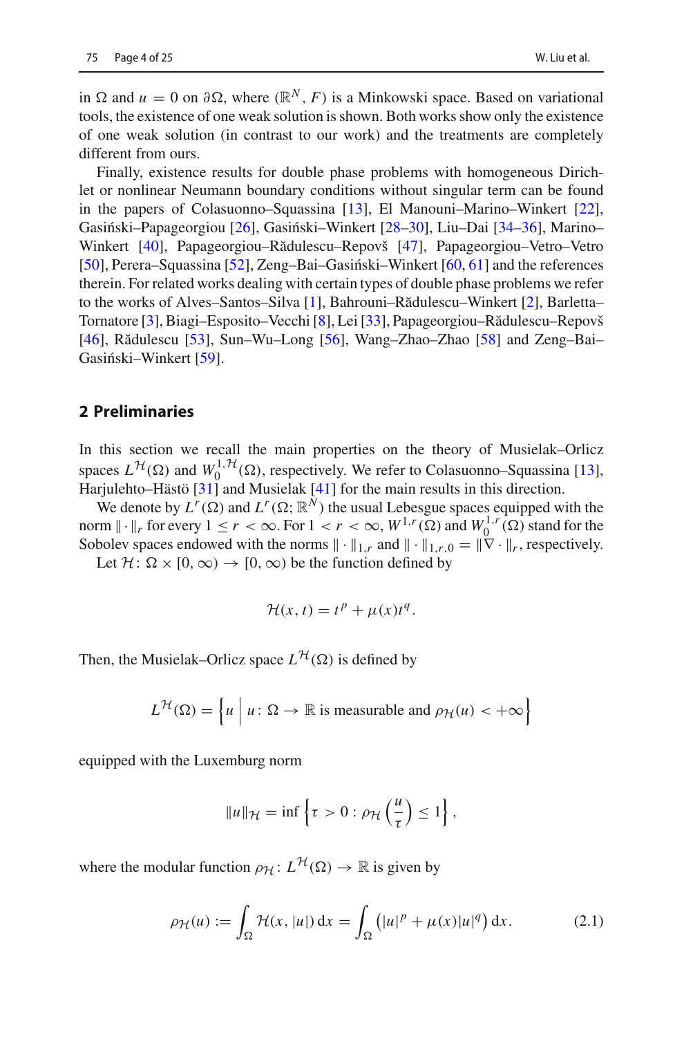in $\Omega$ and $u = 0$ on $\partial\Omega$, where $(\mathbb{R}^N, F)$ is a Minkowski space. Based on variational tools, the existence of one weak solution is shown. Both works show only the existence of one weak solution (in contrast to our work) and the treatments are completely different from ours.

Finally, existence results for double phase problems with homogeneous Dirichlet or nonlinear Neumann boundary conditions without singular term can be found in the papers of Colasuonno–Squassina [13], El Manouni–Marino–Winkert [22], Gasiński–Papageorgiou [26], Gasiński–Winkert [28–30], Liu–Dai [34–36], Marino–Winkert [40], Papageorgiou–Rădulescu–Repovš [47], Papageorgiou–Vetro–Vetro [50], Perera–Squassina [52], Zeng–Bai–Gasiński–Winkert [60, 61] and the references therein. For related works dealing with certain types of double phase problems we refer to the works of Alves–Santos–Silva [1], Bahrouni–Rădulescu–Winkert [2], Barletta–Tornatore [3], Biagi–Esposito–Vecchi [8], Lei [33], Papageorgiou–Rădulescu–Repovš [46], Rădulescu [53], Sun–Wu–Long [56], Wang–Zhao–Zhao [58] and Zeng–Bai–Gasiński–Winkert [59].

## 2 Preliminaries

In this section we recall the main properties on the theory of Musielak–Orlicz spaces $L^{\mathcal{H}}(\Omega)$ and $W_0^{1,\mathcal{H}}(\Omega)$, respectively. We refer to Colasuonno–Squassina [13], Harjulehto–Hästö [31] and Musielak [41] for the main results in this direction.

We denote by $L^r(\Omega)$ and $L^r(\Omega;\mathbb{R}^N)$ the usual Lebesgue spaces equipped with the norm $\|\cdot\|_r$ for every $1 \leq r < \infty$. For $1 < r < \infty$, $W^{1,r}(\Omega)$ and $W_0^{1,r}(\Omega)$ stand for the Sobolev spaces endowed with the norms $\|\cdot\|_{1,r}$ and $\|\cdot\|_{1,r,0} = \|\nabla \cdot\|_r$, respectively.

Let $\mathcal{H}\colon \Omega \times [0,\infty) \to [0,\infty)$ be the function defined by

$$\mathcal{H}(x,t) = t^p + \mu(x)t^q.$$

Then, the Musielak–Orlicz space $L^{\mathcal{H}}(\Omega)$ is defined by

$$L^{\mathcal{H}}(\Omega) = \left\{ u \,\middle|\, u\colon \Omega \to \mathbb{R} \text{ is measurable and } \rho_{\mathcal{H}}(u) < +\infty \right\}$$

equipped with the Luxemburg norm

$$\|u\|_{\mathcal{H}} = \inf\left\{ \tau > 0 : \rho_{\mathcal{H}}\left(\frac{u}{\tau}\right) \leq 1 \right\},$$

where the modular function $\rho_{\mathcal{H}}\colon L^{\mathcal{H}}(\Omega) \to \mathbb{R}$ is given by

$$\rho_{\mathcal{H}}(u) := \int_\Omega \mathcal{H}(x,|u|)\,\mathrm{d}x = \int_\Omega \left(|u|^p + \mu(x)|u|^q\right)\mathrm{d}x. \tag{2.1}$$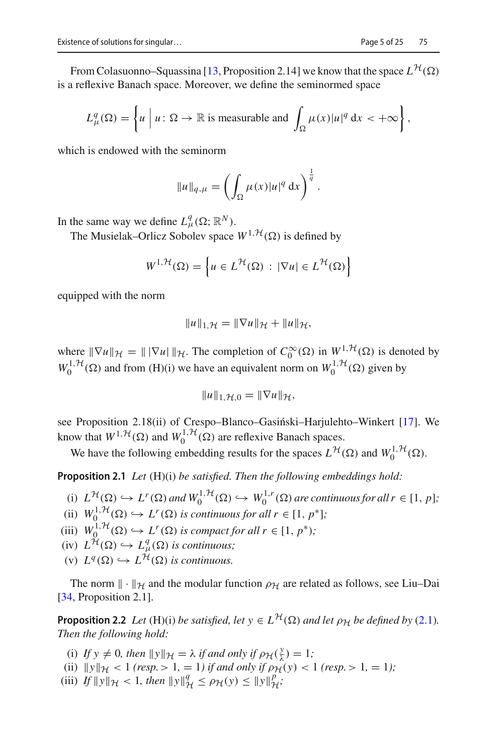From Colasuonno–Squassina [13, Proposition 2.14] we know that the space $L^{\mathcal{H}}(\Omega)$ is a reflexive Banach space. Moreover, we define the seminormed space

$$L^q_\mu(\Omega) = \left\{ u \;\middle|\; u\colon \Omega \to \mathbb{R} \text{ is measurable and } \int_\Omega \mu(x)|u|^q \,\mathrm{d}x < +\infty \right\},$$

which is endowed with the seminorm

$$\|u\|_{q,\mu} = \left( \int_\Omega \mu(x)|u|^q \,\mathrm{d}x \right)^{\frac{1}{q}}.$$

In the same way we define $L^q_\mu(\Omega; \mathbb{R}^N)$.

The Musielak–Orlicz Sobolev space $W^{1,\mathcal{H}}(\Omega)$ is defined by

$$W^{1,\mathcal{H}}(\Omega) = \left\{ u \in L^{\mathcal{H}}(\Omega) \;:\; |\nabla u| \in L^{\mathcal{H}}(\Omega) \right\}$$

equipped with the norm

$$\|u\|_{1,\mathcal{H}} = \|\nabla u\|_{\mathcal{H}} + \|u\|_{\mathcal{H}},$$

where $\|\nabla u\|_{\mathcal{H}} = \| \, |\nabla u| \, \|_{\mathcal{H}}$. The completion of $C^\infty_0(\Omega)$ in $W^{1,\mathcal{H}}(\Omega)$ is denoted by $W^{1,\mathcal{H}}_0(\Omega)$ and from (H)(i) we have an equivalent norm on $W^{1,\mathcal{H}}_0(\Omega)$ given by

$$\|u\|_{1,\mathcal{H},0} = \|\nabla u\|_{\mathcal{H}},$$

see Proposition 2.18(ii) of Crespo–Blanco–Gasiński–Harjulehto–Winkert [17]. We know that $W^{1,\mathcal{H}}(\Omega)$ and $W^{1,\mathcal{H}}_0(\Omega)$ are reflexive Banach spaces.

We have the following embedding results for the spaces $L^{\mathcal{H}}(\Omega)$ and $W^{1,\mathcal{H}}_0(\Omega)$.

**Proposition 2.1** *Let* (H)(i) *be satisfied. Then the following embeddings hold:*

- (i) $L^{\mathcal{H}}(\Omega) \hookrightarrow L^r(\Omega)$ *and* $W^{1,\mathcal{H}}_0(\Omega) \hookrightarrow W^{1,r}_0(\Omega)$ *are continuous for all* $r \in [1, p]$*;*
- (ii) $W^{1,\mathcal{H}}_0(\Omega) \hookrightarrow L^r(\Omega)$ *is continuous for all* $r \in [1, p^*]$*;*
- (iii) $W^{1,\mathcal{H}}_0(\Omega) \hookrightarrow L^r(\Omega)$ *is compact for all* $r \in [1, p^*)$*;*
- (iv) $L^{\mathcal{H}}(\Omega) \hookrightarrow L^q_\mu(\Omega)$ *is continuous;*
- (v) $L^q(\Omega) \hookrightarrow L^{\mathcal{H}}(\Omega)$ *is continuous.*

The norm $\|\cdot\|_{\mathcal{H}}$ and the modular function $\rho_{\mathcal{H}}$ are related as follows, see Liu–Dai [34, Proposition 2.1].

**Proposition 2.2** *Let* (H)(i) *be satisfied, let* $y \in L^{\mathcal{H}}(\Omega)$ *and let* $\rho_{\mathcal{H}}$ *be defined by* (2.1)*. Then the following hold:*

- (i) *If* $y \neq 0$*, then* $\|y\|_{\mathcal{H}} = \lambda$ *if and only if* $\rho_{\mathcal{H}}(\frac{y}{\lambda}) = 1$*;*
- (ii) $\|y\|_{\mathcal{H}} < 1$ *(resp.* $> 1$, $= 1$*) if and only if* $\rho_{\mathcal{H}}(y) < 1$ *(resp.* $> 1$, $= 1$*);*
- (iii) *If* $\|y\|_{\mathcal{H}} < 1$*, then* $\|y\|^q_{\mathcal{H}} \le \rho_{\mathcal{H}}(y) \le \|y\|^p_{\mathcal{H}}$*;*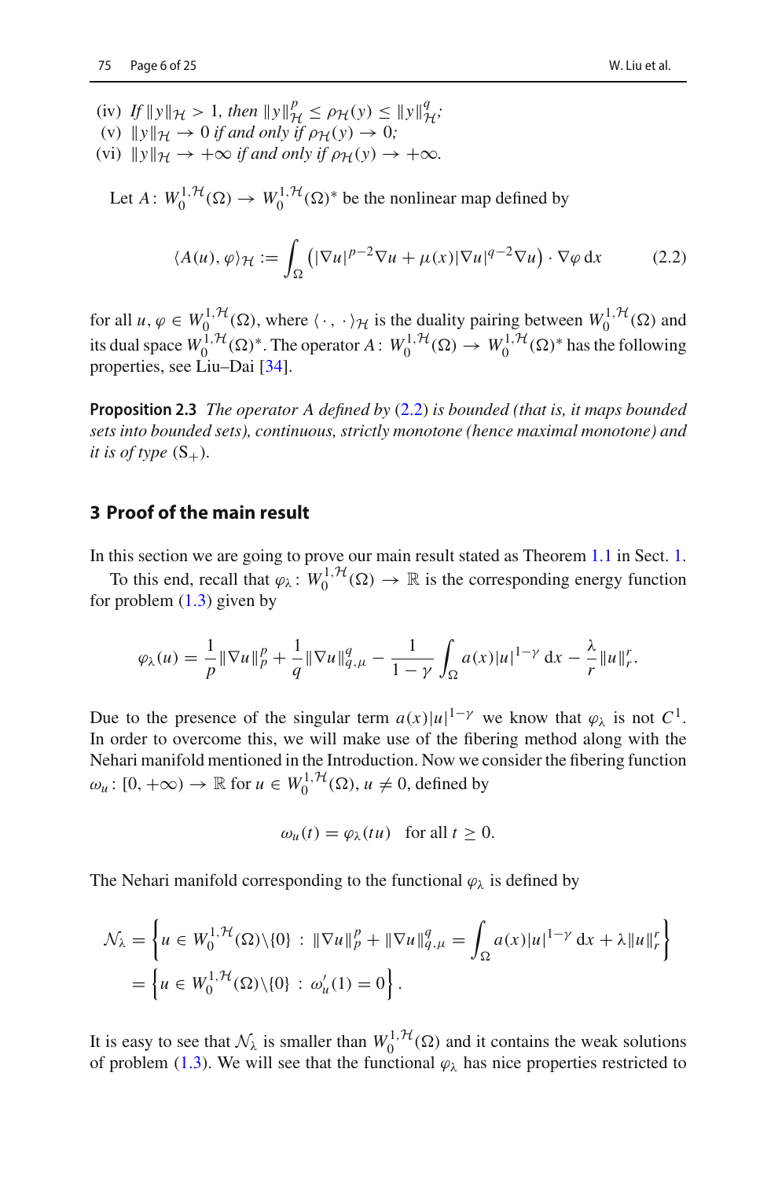(iv) *If* $\|y\|_{\mathcal{H}} > 1$, *then* $\|y\|_{\mathcal{H}}^p \le \rho_{\mathcal{H}}(y) \le \|y\|_{\mathcal{H}}^q$;
(v) $\|y\|_{\mathcal{H}} \to 0$ *if and only if* $\rho_{\mathcal{H}}(y) \to 0$;
(vi) $\|y\|_{\mathcal{H}} \to +\infty$ *if and only if* $\rho_{\mathcal{H}}(y) \to +\infty$.

Let $A\colon W_0^{1,\mathcal{H}}(\Omega) \to W_0^{1,\mathcal{H}}(\Omega)^*$ be the nonlinear map defined by

$$\langle A(u), \varphi\rangle_{\mathcal{H}} := \int_\Omega \left(|\nabla u|^{p-2}\nabla u + \mu(x)|\nabla u|^{q-2}\nabla u\right) \cdot \nabla\varphi \,\mathrm{d}x \tag{2.2}$$

for all $u, \varphi \in W_0^{1,\mathcal{H}}(\Omega)$, where $\langle\cdot,\cdot\rangle_{\mathcal{H}}$ is the duality pairing between $W_0^{1,\mathcal{H}}(\Omega)$ and its dual space $W_0^{1,\mathcal{H}}(\Omega)^*$. The operator $A\colon W_0^{1,\mathcal{H}}(\Omega) \to W_0^{1,\mathcal{H}}(\Omega)^*$ has the following properties, see Liu–Dai [34].

**Proposition 2.3** *The operator A defined by* (2.2) *is bounded (that is, it maps bounded sets into bounded sets), continuous, strictly monotone (hence maximal monotone) and it is of type* $(\mathrm{S}_+)$.

## 3 Proof of the main result

In this section we are going to prove our main result stated as Theorem 1.1 in Sect. 1.

To this end, recall that $\varphi_\lambda\colon W_0^{1,\mathcal{H}}(\Omega) \to \mathbb{R}$ is the corresponding energy function for problem (1.3) given by

$$\varphi_\lambda(u) = \frac{1}{p}\|\nabla u\|_p^p + \frac{1}{q}\|\nabla u\|_{q,\mu}^q - \frac{1}{1-\gamma}\int_\Omega a(x)|u|^{1-\gamma}\,\mathrm{d}x - \frac{\lambda}{r}\|u\|_r^r.$$

Due to the presence of the singular term $a(x)|u|^{1-\gamma}$ we know that $\varphi_\lambda$ is not $C^1$. In order to overcome this, we will make use of the fibering method along with the Nehari manifold mentioned in the Introduction. Now we consider the fibering function $\omega_u\colon [0,+\infty) \to \mathbb{R}$ for $u \in W_0^{1,\mathcal{H}}(\Omega)$, $u \neq 0$, defined by

$$\omega_u(t) = \varphi_\lambda(tu) \quad \text{for all } t \ge 0.$$

The Nehari manifold corresponding to the functional $\varphi_\lambda$ is defined by

$$\begin{aligned}
\mathcal{N}_\lambda &= \left\{u \in W_0^{1,\mathcal{H}}(\Omega)\backslash\{0\} \,:\, \|\nabla u\|_p^p + \|\nabla u\|_{q,\mu}^q = \int_\Omega a(x)|u|^{1-\gamma}\,\mathrm{d}x + \lambda\|u\|_r^r\right\}\\
&= \left\{u \in W_0^{1,\mathcal{H}}(\Omega)\backslash\{0\} \,:\, \omega_u'(1) = 0\right\}.
\end{aligned}$$

It is easy to see that $\mathcal{N}_\lambda$ is smaller than $W_0^{1,\mathcal{H}}(\Omega)$ and it contains the weak solutions of problem (1.3). We will see that the functional $\varphi_\lambda$ has nice properties restricted to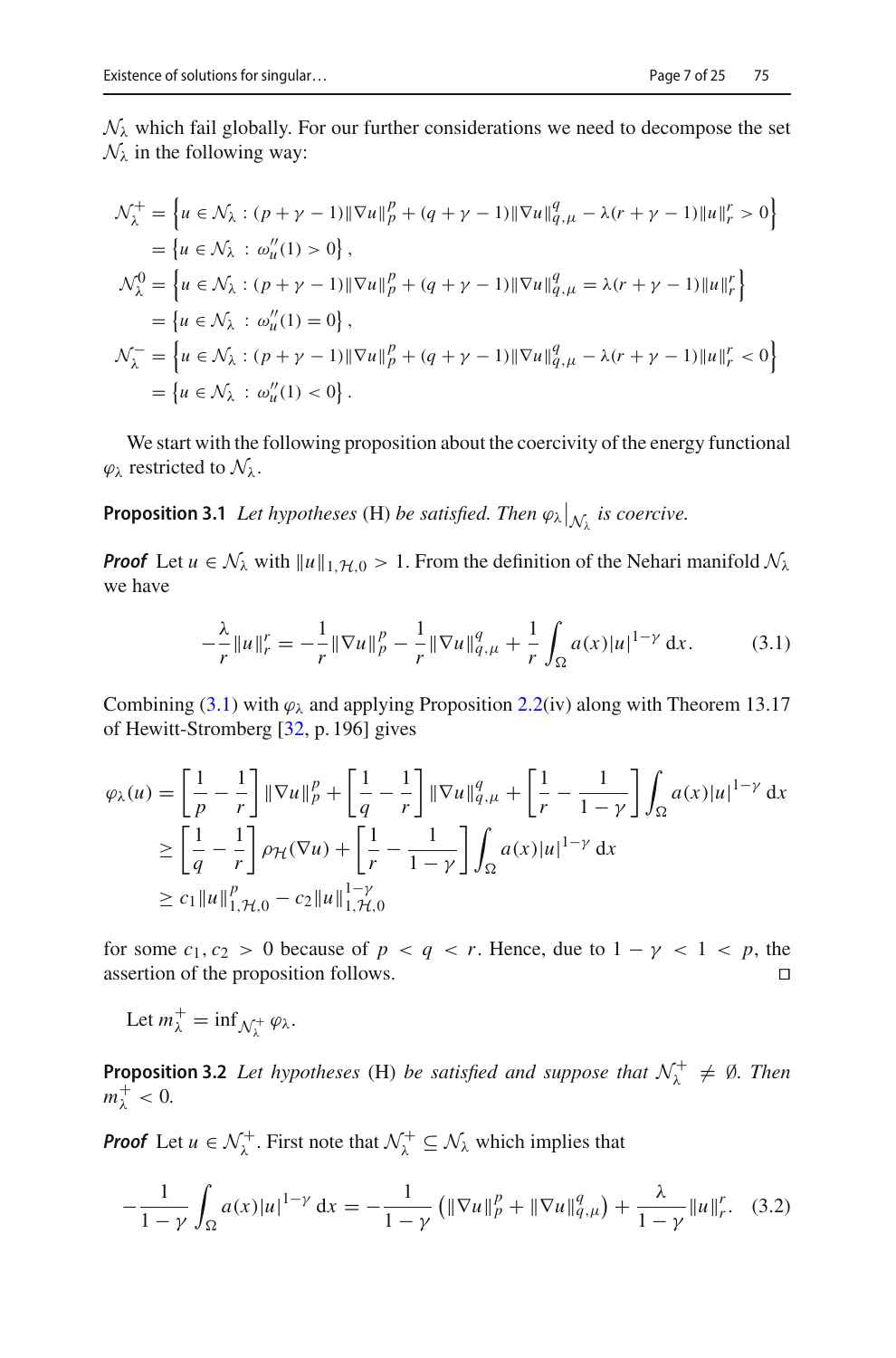$\mathcal{N}_\lambda$ which fail globally. For our further considerations we need to decompose the set $\mathcal{N}_\lambda$ in the following way:

$$
\begin{aligned}
\mathcal{N}_\lambda^+ &= \left\{u \in \mathcal{N}_\lambda : (p+\gamma-1)\|\nabla u\|_p^p + (q+\gamma-1)\|\nabla u\|_{q,\mu}^q - \lambda(r+\gamma-1)\|u\|_r^r > 0\right\} \\
&= \left\{u \in \mathcal{N}_\lambda \,:\, \omega_u''(1) > 0\right\}, \\
\mathcal{N}_\lambda^0 &= \left\{u \in \mathcal{N}_\lambda : (p+\gamma-1)\|\nabla u\|_p^p + (q+\gamma-1)\|\nabla u\|_{q,\mu}^q = \lambda(r+\gamma-1)\|u\|_r^r\right\} \\
&= \left\{u \in \mathcal{N}_\lambda \,:\, \omega_u''(1) = 0\right\}, \\
\mathcal{N}_\lambda^- &= \left\{u \in \mathcal{N}_\lambda : (p+\gamma-1)\|\nabla u\|_p^p + (q+\gamma-1)\|\nabla u\|_{q,\mu}^q - \lambda(r+\gamma-1)\|u\|_r^r < 0\right\} \\
&= \left\{u \in \mathcal{N}_\lambda \,:\, \omega_u''(1) < 0\right\}.
\end{aligned}
$$

We start with the following proposition about the coercivity of the energy functional $\varphi_\lambda$ restricted to $\mathcal{N}_\lambda$.

**Proposition 3.1** *Let hypotheses* (H) *be satisfied. Then $\varphi_\lambda\big|_{\mathcal{N}_\lambda}$ is coercive.*

***Proof*** Let $u \in \mathcal{N}_\lambda$ with $\|u\|_{1,\mathcal{H},0} > 1$. From the definition of the Nehari manifold $\mathcal{N}_\lambda$ we have

$$
-\frac{\lambda}{r}\|u\|_r^r = -\frac{1}{r}\|\nabla u\|_p^p - \frac{1}{r}\|\nabla u\|_{q,\mu}^q + \frac{1}{r}\int_\Omega a(x)|u|^{1-\gamma}\,\mathrm{d}x. \tag{3.1}
$$

Combining (3.1) with $\varphi_\lambda$ and applying Proposition 2.2(iv) along with Theorem 13.17 of Hewitt-Stromberg [32, p. 196] gives

$$
\begin{aligned}
\varphi_\lambda(u) &= \left[\frac{1}{p} - \frac{1}{r}\right]\|\nabla u\|_p^p + \left[\frac{1}{q} - \frac{1}{r}\right]\|\nabla u\|_{q,\mu}^q + \left[\frac{1}{r} - \frac{1}{1-\gamma}\right]\int_\Omega a(x)|u|^{1-\gamma}\,\mathrm{d}x \\
&\geq \left[\frac{1}{q} - \frac{1}{r}\right]\rho_{\mathcal{H}}(\nabla u) + \left[\frac{1}{r} - \frac{1}{1-\gamma}\right]\int_\Omega a(x)|u|^{1-\gamma}\,\mathrm{d}x \\
&\geq c_1\|u\|_{1,\mathcal{H},0}^p - c_2\|u\|_{1,\mathcal{H},0}^{1-\gamma}
\end{aligned}
$$

for some $c_1, c_2 > 0$ because of $p < q < r$. Hence, due to $1-\gamma < 1 < p$, the assertion of the proposition follows. ◻

Let $m_\lambda^+ = \inf_{\mathcal{N}_\lambda^+}\varphi_\lambda$.

**Proposition 3.2** *Let hypotheses* (H) *be satisfied and suppose that $\mathcal{N}_\lambda^+ \neq \emptyset$. Then $m_\lambda^+ < 0$.*

***Proof*** Let $u \in \mathcal{N}_\lambda^+$. First note that $\mathcal{N}_\lambda^+ \subseteq \mathcal{N}_\lambda$ which implies that

$$
-\frac{1}{1-\gamma}\int_\Omega a(x)|u|^{1-\gamma}\,\mathrm{d}x = -\frac{1}{1-\gamma}\left(\|\nabla u\|_p^p + \|\nabla u\|_{q,\mu}^q\right) + \frac{\lambda}{1-\gamma}\|u\|_r^r. \tag{3.2}
$$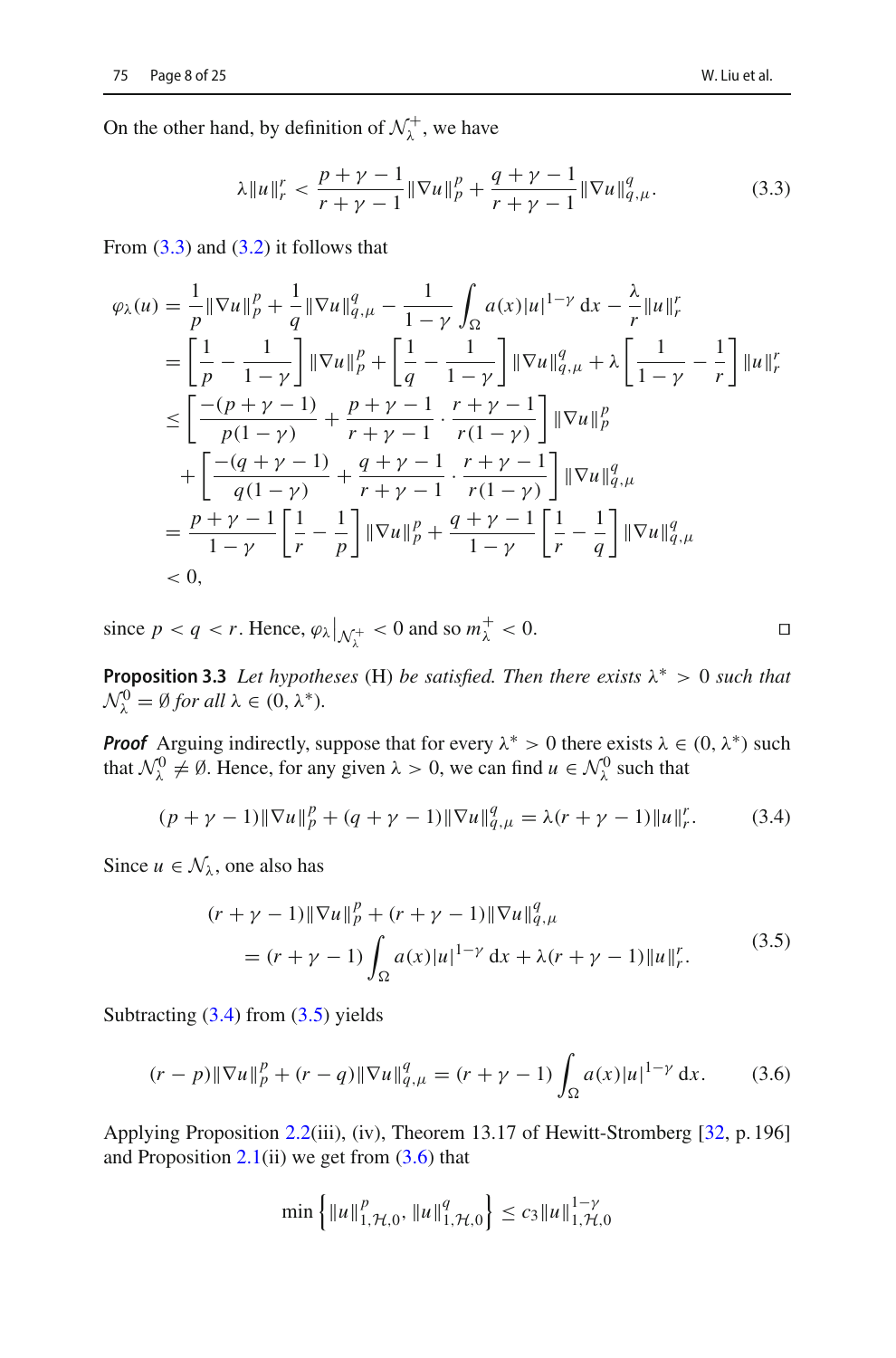On the other hand, by definition of $\mathcal{N}_\lambda^+$, we have

$$\lambda \|u\|_r^r < \frac{p+\gamma-1}{r+\gamma-1}\|\nabla u\|_p^p + \frac{q+\gamma-1}{r+\gamma-1}\|\nabla u\|_{q,\mu}^q. \tag{3.3}$$

From (3.3) and (3.2) it follows that

$$\begin{aligned}
\varphi_\lambda(u) &= \frac{1}{p}\|\nabla u\|_p^p + \frac{1}{q}\|\nabla u\|_{q,\mu}^q - \frac{1}{1-\gamma}\int_\Omega a(x)|u|^{1-\gamma}\,\mathrm{d}x - \frac{\lambda}{r}\|u\|_r^r \\
&= \left[\frac{1}{p} - \frac{1}{1-\gamma}\right]\|\nabla u\|_p^p + \left[\frac{1}{q} - \frac{1}{1-\gamma}\right]\|\nabla u\|_{q,\mu}^q + \lambda\left[\frac{1}{1-\gamma} - \frac{1}{r}\right]\|u\|_r^r \\
&\le \left[\frac{-(p+\gamma-1)}{p(1-\gamma)} + \frac{p+\gamma-1}{r+\gamma-1}\cdot\frac{r+\gamma-1}{r(1-\gamma)}\right]\|\nabla u\|_p^p \\
&\quad + \left[\frac{-(q+\gamma-1)}{q(1-\gamma)} + \frac{q+\gamma-1}{r+\gamma-1}\cdot\frac{r+\gamma-1}{r(1-\gamma)}\right]\|\nabla u\|_{q,\mu}^q \\
&= \frac{p+\gamma-1}{1-\gamma}\left[\frac{1}{r} - \frac{1}{p}\right]\|\nabla u\|_p^p + \frac{q+\gamma-1}{1-\gamma}\left[\frac{1}{r} - \frac{1}{q}\right]\|\nabla u\|_{q,\mu}^q \\
&< 0,
\end{aligned}$$

since $p < q < r$. Hence, $\varphi_\lambda\big|_{\mathcal{N}_\lambda^+} < 0$ and so $m_\lambda^+ < 0$. □

**Proposition 3.3** *Let hypotheses* (H) *be satisfied. Then there exists* $\lambda^* > 0$ *such that* $\mathcal{N}_\lambda^0 = \emptyset$ *for all* $\lambda \in (0, \lambda^*)$.

***Proof*** Arguing indirectly, suppose that for every $\lambda^* > 0$ there exists $\lambda \in (0, \lambda^*)$ such that $\mathcal{N}_\lambda^0 \neq \emptyset$. Hence, for any given $\lambda > 0$, we can find $u \in \mathcal{N}_\lambda^0$ such that

$$(p+\gamma-1)\|\nabla u\|_p^p + (q+\gamma-1)\|\nabla u\|_{q,\mu}^q = \lambda(r+\gamma-1)\|u\|_r^r. \tag{3.4}$$

Since $u \in \mathcal{N}_\lambda$, one also has

$$\begin{aligned}
&(r+\gamma-1)\|\nabla u\|_p^p + (r+\gamma-1)\|\nabla u\|_{q,\mu}^q \\
&\quad = (r+\gamma-1)\int_\Omega a(x)|u|^{1-\gamma}\,\mathrm{d}x + \lambda(r+\gamma-1)\|u\|_r^r.
\end{aligned} \tag{3.5}$$

Subtracting (3.4) from (3.5) yields

$$(r-p)\|\nabla u\|_p^p + (r-q)\|\nabla u\|_{q,\mu}^q = (r+\gamma-1)\int_\Omega a(x)|u|^{1-\gamma}\,\mathrm{d}x. \tag{3.6}$$

Applying Proposition 2.2(iii), (iv), Theorem 13.17 of Hewitt-Stromberg [32, p. 196] and Proposition 2.1(ii) we get from (3.6) that

$$\min\left\{\|u\|_{1,\mathcal{H},0}^p, \|u\|_{1,\mathcal{H},0}^q\right\} \le c_3\|u\|_{1,\mathcal{H},0}^{1-\gamma}$$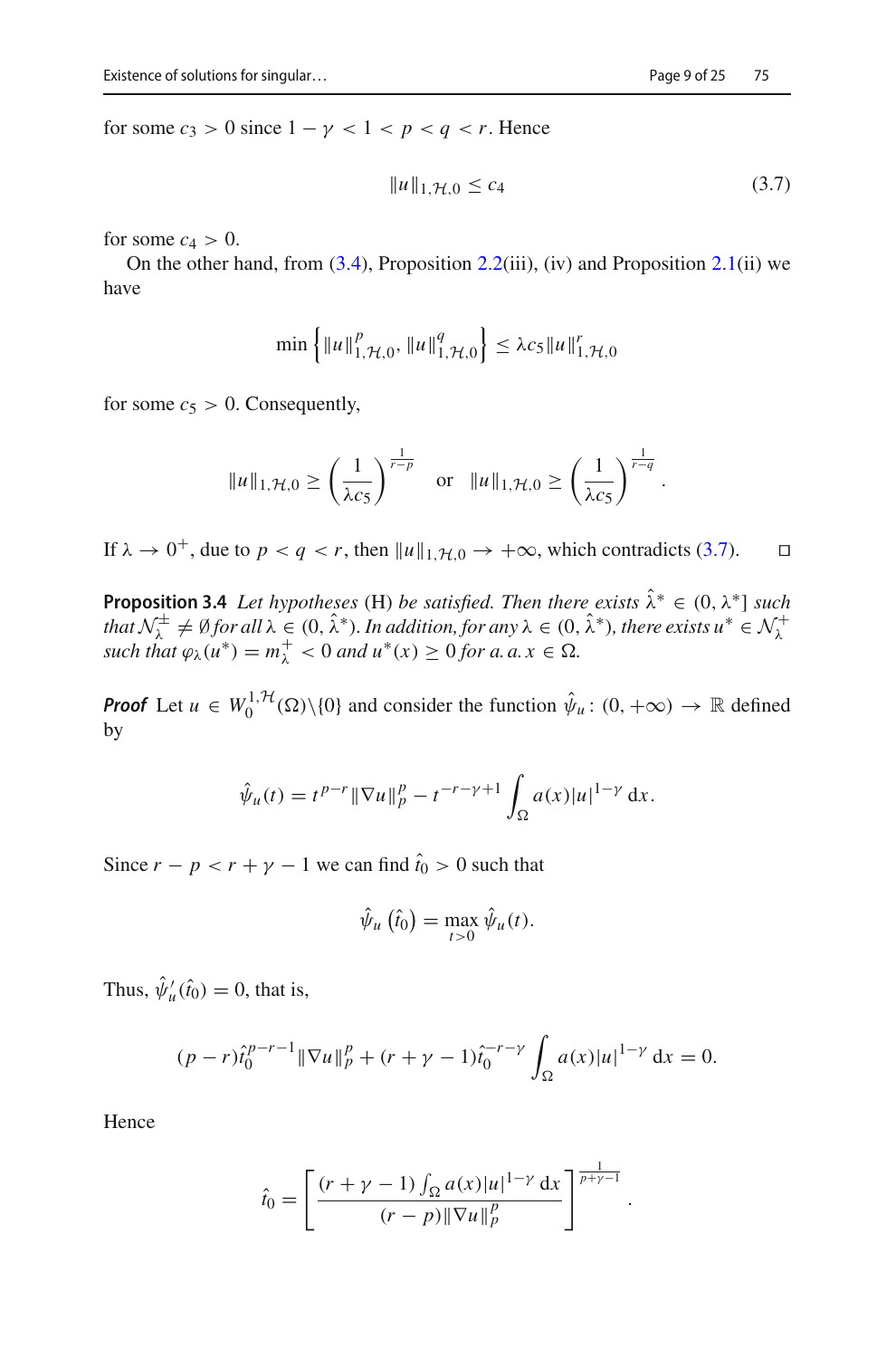for some $c_3 > 0$ since $1 - \gamma < 1 < p < q < r$. Hence

$$\|u\|_{1,\mathcal{H},0} \leq c_4 \tag{3.7}$$

for some $c_4 > 0$.

On the other hand, from (3.4), Proposition 2.2(iii), (iv) and Proposition 2.1(ii) we have

$$\min\left\{\|u\|_{1,\mathcal{H},0}^p, \|u\|_{1,\mathcal{H},0}^q\right\} \leq \lambda c_5 \|u\|_{1,\mathcal{H},0}^r$$

for some $c_5 > 0$. Consequently,

$$\|u\|_{1,\mathcal{H},0} \geq \left(\frac{1}{\lambda c_5}\right)^{\frac{1}{r-p}} \quad \text{or} \quad \|u\|_{1,\mathcal{H},0} \geq \left(\frac{1}{\lambda c_5}\right)^{\frac{1}{r-q}}.$$

If $\lambda \to 0^+$, due to $p < q < r$, then $\|u\|_{1,\mathcal{H},0} \to +\infty$, which contradicts (3.7). $\square$

**Proposition 3.4** *Let hypotheses* (H) *be satisfied. Then there exists* $\hat{\lambda}^* \in (0, \lambda^*]$ *such that* $\mathcal{N}_\lambda^\pm \neq \emptyset$ *for all* $\lambda \in (0, \hat{\lambda}^*)$*. In addition, for any* $\lambda \in (0, \hat{\lambda}^*)$*, there exists* $u^* \in \mathcal{N}_\lambda^+$ *such that* $\varphi_\lambda(u^*) = m_\lambda^+ < 0$ *and* $u^*(x) \geq 0$ *for a. a.* $x \in \Omega$.

***Proof*** Let $u \in W_0^{1,\mathcal{H}}(\Omega)\setminus\{0\}$ and consider the function $\hat{\psi}_u \colon (0, +\infty) \to \mathbb{R}$ defined by

$$\hat{\psi}_u(t) = t^{p-r}\|\nabla u\|_p^p - t^{-r-\gamma+1}\int_\Omega a(x)|u|^{1-\gamma}\,\mathrm{d}x.$$

Since $r - p < r + \gamma - 1$ we can find $\hat{t}_0 > 0$ such that

$$\hat{\psi}_u\left(\hat{t}_0\right) = \max_{t>0} \hat{\psi}_u(t).$$

Thus, $\hat{\psi}_u'(\hat{t}_0) = 0$, that is,

$$(p-r)\hat{t}_0^{p-r-1}\|\nabla u\|_p^p + (r+\gamma-1)\hat{t}_0^{-r-\gamma}\int_\Omega a(x)|u|^{1-\gamma}\,\mathrm{d}x = 0.$$

Hence

$$\hat{t}_0 = \left[\frac{(r+\gamma-1)\int_\Omega a(x)|u|^{1-\gamma}\,\mathrm{d}x}{(r-p)\|\nabla u\|_p^p}\right]^{\frac{1}{p+\gamma-1}}.$$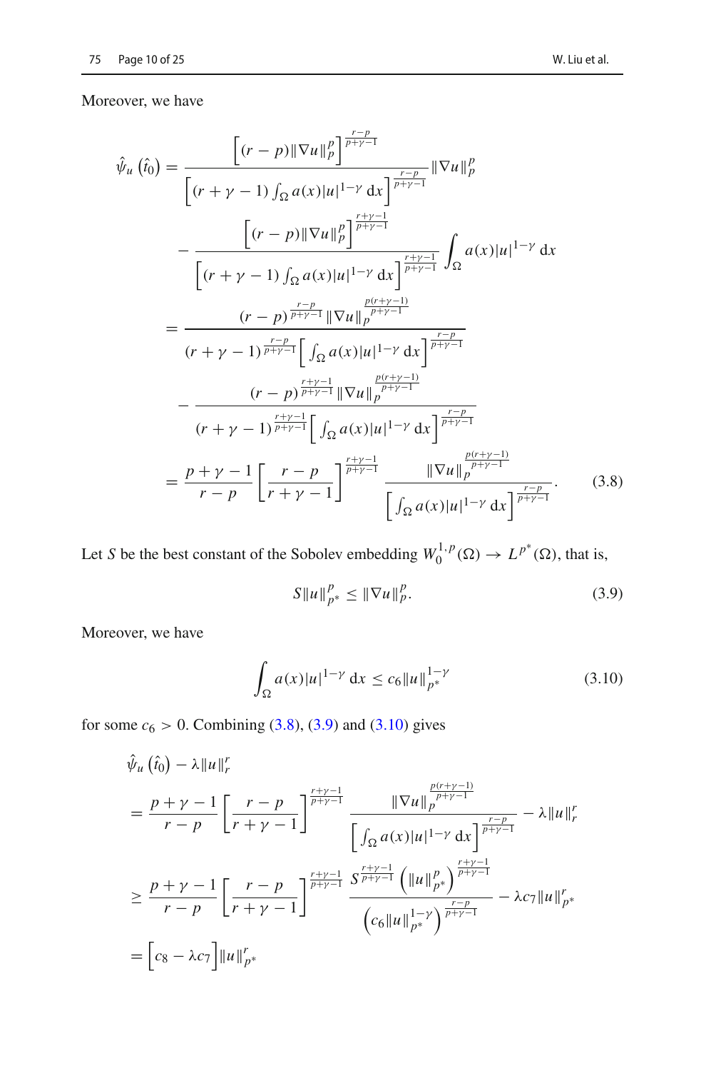Moreover, we have

$$
\begin{aligned}
\hat{\psi}_u\left(\hat{t}_0\right) &= \frac{\left[(r-p)\|\nabla u\|_p^p\right]^{\frac{r-p}{p+\gamma-1}}}{\left[(r+\gamma-1)\int_\Omega a(x)|u|^{1-\gamma}\,\mathrm{d}x\right]^{\frac{r-p}{p+\gamma-1}}}\|\nabla u\|_p^p \\
&\quad - \frac{\left[(r-p)\|\nabla u\|_p^p\right]^{\frac{r+\gamma-1}{p+\gamma-1}}}{\left[(r+\gamma-1)\int_\Omega a(x)|u|^{1-\gamma}\,\mathrm{d}x\right]^{\frac{r+\gamma-1}{p+\gamma-1}}}\int_\Omega a(x)|u|^{1-\gamma}\,\mathrm{d}x \\
&= \frac{(r-p)^{\frac{r-p}{p+\gamma-1}}\|\nabla u\|_p^{\frac{p(r+\gamma-1)}{p+\gamma-1}}}{(r+\gamma-1)^{\frac{r-p}{p+\gamma-1}}\left[\int_\Omega a(x)|u|^{1-\gamma}\,\mathrm{d}x\right]^{\frac{r-p}{p+\gamma-1}}} \\
&\quad - \frac{(r-p)^{\frac{r+\gamma-1}{p+\gamma-1}}\|\nabla u\|_p^{\frac{p(r+\gamma-1)}{p+\gamma-1}}}{(r+\gamma-1)^{\frac{r+\gamma-1}{p+\gamma-1}}\left[\int_\Omega a(x)|u|^{1-\gamma}\,\mathrm{d}x\right]^{\frac{r-p}{p+\gamma-1}}} \\
&= \frac{p+\gamma-1}{r-p}\left[\frac{r-p}{r+\gamma-1}\right]^{\frac{r+\gamma-1}{p+\gamma-1}} \frac{\|\nabla u\|_p^{\frac{p(r+\gamma-1)}{p+\gamma-1}}}{\left[\int_\Omega a(x)|u|^{1-\gamma}\,\mathrm{d}x\right]^{\frac{r-p}{p+\gamma-1}}}.
\end{aligned}
\tag{3.8}
$$

Let $S$ be the best constant of the Sobolev embedding $W_0^{1,p}(\Omega) \to L^{p^*}(\Omega)$, that is,

$$
S\|u\|_{p^*}^p \le \|\nabla u\|_p^p. \tag{3.9}
$$

Moreover, we have

$$
\int_\Omega a(x)|u|^{1-\gamma}\,\mathrm{d}x \le c_6\|u\|_{p^*}^{1-\gamma} \tag{3.10}
$$

for some $c_6 > 0$. Combining (3.8), (3.9) and (3.10) gives

$$
\begin{aligned}
&\hat{\psi}_u\left(\hat{t}_0\right) - \lambda\|u\|_r^r \\
&= \frac{p+\gamma-1}{r-p}\left[\frac{r-p}{r+\gamma-1}\right]^{\frac{r+\gamma-1}{p+\gamma-1}} \frac{\|\nabla u\|_p^{\frac{p(r+\gamma-1)}{p+\gamma-1}}}{\left[\int_\Omega a(x)|u|^{1-\gamma}\,\mathrm{d}x\right]^{\frac{r-p}{p+\gamma-1}}} - \lambda\|u\|_r^r \\
&\ge \frac{p+\gamma-1}{r-p}\left[\frac{r-p}{r+\gamma-1}\right]^{\frac{r+\gamma-1}{p+\gamma-1}} \frac{S^{\frac{r+\gamma-1}{p+\gamma-1}}\left(\|u\|_{p^*}^p\right)^{\frac{r+\gamma-1}{p+\gamma-1}}}{\left(c_6\|u\|_{p^*}^{1-\gamma}\right)^{\frac{r-p}{p+\gamma-1}}} - \lambda c_7\|u\|_{p^*}^r \\
&= \left[c_8 - \lambda c_7\right]\|u\|_{p^*}^r
\end{aligned}
$$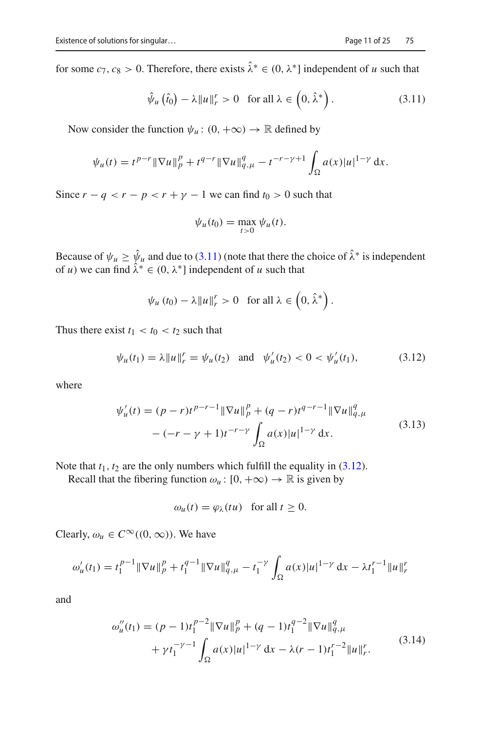for some $c_7, c_8 > 0$. Therefore, there exists $\hat{\lambda}^* \in (0, \lambda^*]$ independent of $u$ such that

$$\hat{\psi}_u\left(\hat{t}_0\right) - \lambda \|u\|_r^r > 0 \quad \text{for all } \lambda \in \left(0, \hat{\lambda}^*\right). \tag{3.11}$$

Now consider the function $\psi_u \colon (0, +\infty) \to \mathbb{R}$ defined by

$$\psi_u(t) = t^{p-r}\|\nabla u\|_p^p + t^{q-r}\|\nabla u\|_{q,\mu}^q - t^{-r-\gamma+1}\int_\Omega a(x)|u|^{1-\gamma}\,\mathrm{d}x.$$

Since $r - q < r - p < r + \gamma - 1$ we can find $t_0 > 0$ such that

$$\psi_u(t_0) = \max_{t>0} \psi_u(t).$$

Because of $\psi_u \geq \hat{\psi}_u$ and due to (3.11) (note that there the choice of $\hat{\lambda}^*$ is independent of $u$) we can find $\hat{\lambda}^* \in (0, \lambda^*]$ independent of $u$ such that

$$\psi_u\left(t_0\right) - \lambda\|u\|_r^r > 0 \quad \text{for all } \lambda \in \left(0, \hat{\lambda}^*\right).$$

Thus there exist $t_1 < t_0 < t_2$ such that

$$\psi_u(t_1) = \lambda\|u\|_r^r = \psi_u(t_2) \quad \text{and} \quad \psi_u'(t_2) < 0 < \psi_u'(t_1), \tag{3.12}$$

where

$$\begin{aligned}\psi_u'(t) &= (p-r)t^{p-r-1}\|\nabla u\|_p^p + (q-r)t^{q-r-1}\|\nabla u\|_{q,\mu}^q \\ &\quad - (-r-\gamma+1)t^{-r-\gamma}\int_\Omega a(x)|u|^{1-\gamma}\,\mathrm{d}x.\end{aligned} \tag{3.13}$$

Note that $t_1, t_2$ are the only numbers which fulfill the equality in (3.12).

Recall that the fibering function $\omega_u \colon [0, +\infty) \to \mathbb{R}$ is given by

$$\omega_u(t) = \varphi_\lambda(tu) \quad \text{for all } t \geq 0.$$

Clearly, $\omega_u \in C^\infty((0, \infty))$. We have

$$\omega_u'(t_1) = t_1^{p-1}\|\nabla u\|_p^p + t_1^{q-1}\|\nabla u\|_{q,\mu}^q - t_1^{-\gamma}\int_\Omega a(x)|u|^{1-\gamma}\,\mathrm{d}x - \lambda t_1^{r-1}\|u\|_r^r$$

and

$$\begin{aligned}\omega_u''(t_1) &= (p-1)t_1^{p-2}\|\nabla u\|_p^p + (q-1)t_1^{q-2}\|\nabla u\|_{q,\mu}^q \\ &\quad + \gamma t_1^{-\gamma-1}\int_\Omega a(x)|u|^{1-\gamma}\,\mathrm{d}x - \lambda(r-1)t_1^{r-2}\|u\|_r^r.\end{aligned} \tag{3.14}$$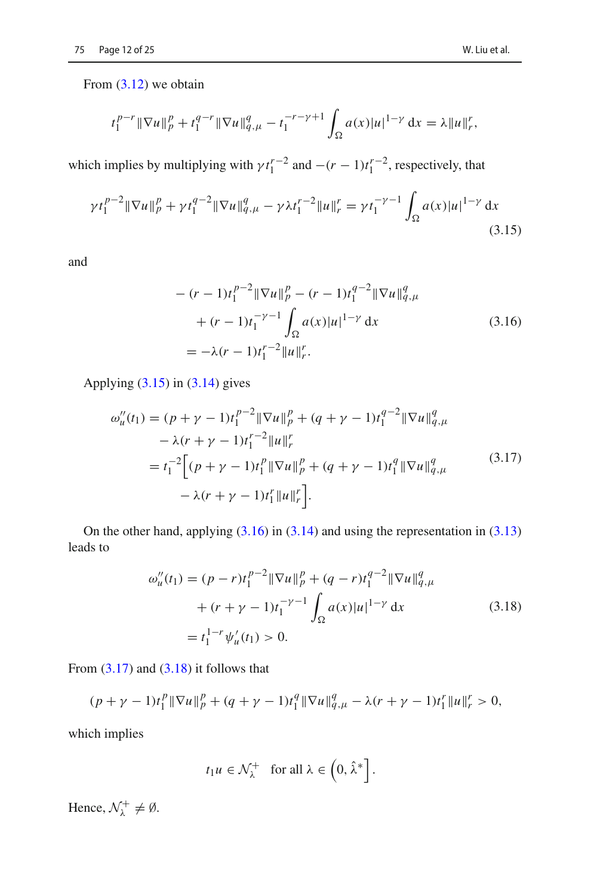From (3.12) we obtain

$$t_1^{p-r}\|\nabla u\|_p^p + t_1^{q-r}\|\nabla u\|_{q,\mu}^q - t_1^{-r-\gamma+1}\int_\Omega a(x)|u|^{1-\gamma}\,\mathrm{d}x = \lambda\|u\|_r^r,$$

which implies by multiplying with $\gamma t_1^{r-2}$ and $-(r-1)t_1^{r-2}$, respectively, that

$$\gamma t_1^{p-2}\|\nabla u\|_p^p + \gamma t_1^{q-2}\|\nabla u\|_{q,\mu}^q - \gamma\lambda t_1^{r-2}\|u\|_r^r = \gamma t_1^{-\gamma-1}\int_\Omega a(x)|u|^{1-\gamma}\,\mathrm{d}x \tag{3.15}$$

and

$$\begin{aligned}
&-(r-1)t_1^{p-2}\|\nabla u\|_p^p - (r-1)t_1^{q-2}\|\nabla u\|_{q,\mu}^q\\
&\quad + (r-1)t_1^{-\gamma-1}\int_\Omega a(x)|u|^{1-\gamma}\,\mathrm{d}x\\
&= -\lambda(r-1)t_1^{r-2}\|u\|_r^r.
\end{aligned} \tag{3.16}$$

Applying (3.15) in (3.14) gives

$$\begin{aligned}
\omega_u''(t_1) &= (p+\gamma-1)t_1^{p-2}\|\nabla u\|_p^p + (q+\gamma-1)t_1^{q-2}\|\nabla u\|_{q,\mu}^q\\
&\quad - \lambda(r+\gamma-1)t_1^{r-2}\|u\|_r^r\\
&= t_1^{-2}\Big[(p+\gamma-1)t_1^p\|\nabla u\|_p^p + (q+\gamma-1)t_1^q\|\nabla u\|_{q,\mu}^q\\
&\quad - \lambda(r+\gamma-1)t_1^r\|u\|_r^r\Big].
\end{aligned} \tag{3.17}$$

On the other hand, applying (3.16) in (3.14) and using the representation in (3.13) leads to

$$\begin{aligned}
\omega_u''(t_1) &= (p-r)t_1^{p-2}\|\nabla u\|_p^p + (q-r)t_1^{q-2}\|\nabla u\|_{q,\mu}^q\\
&\quad + (r+\gamma-1)t_1^{-\gamma-1}\int_\Omega a(x)|u|^{1-\gamma}\,\mathrm{d}x\\
&= t_1^{1-r}\psi_u'(t_1) > 0.
\end{aligned} \tag{3.18}$$

From (3.17) and (3.18) it follows that

$$(p+\gamma-1)t_1^p\|\nabla u\|_p^p + (q+\gamma-1)t_1^q\|\nabla u\|_{q,\mu}^q - \lambda(r+\gamma-1)t_1^r\|u\|_r^r > 0,$$

which implies

$$t_1 u \in \mathcal{N}_\lambda^+ \quad \text{for all } \lambda \in \left(0, \hat{\lambda}^*\right].$$

Hence, $\mathcal{N}_\lambda^+ \neq \emptyset$.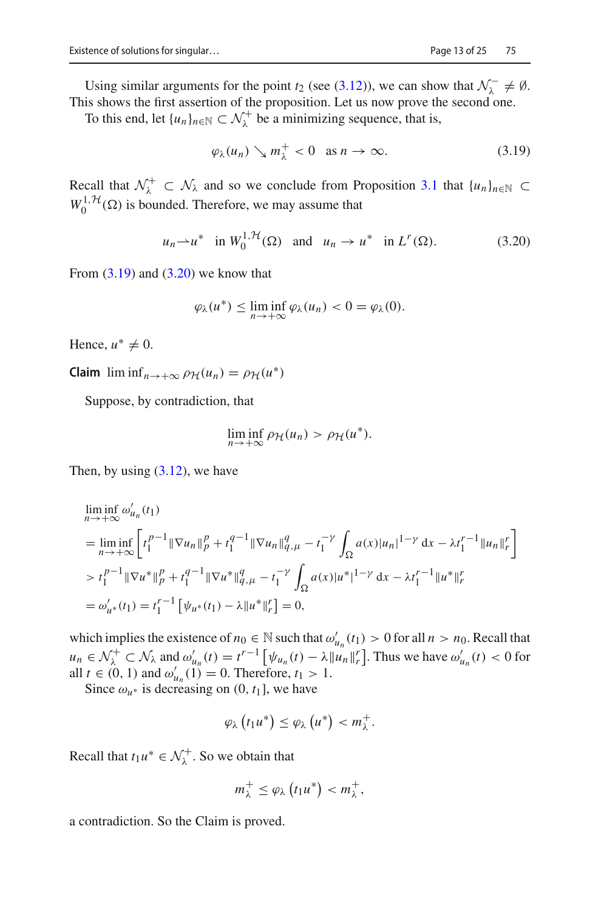Using similar arguments for the point $t_2$ (see (3.12)), we can show that $\mathcal{N}_\lambda^- \neq \emptyset$. This shows the first assertion of the proposition. Let us now prove the second one.

To this end, let $\{u_n\}_{n\in\mathbb{N}} \subset \mathcal{N}_\lambda^+$ be a minimizing sequence, that is,

$$\varphi_\lambda(u_n) \searrow m_\lambda^+ < 0 \quad \text{as } n \to \infty. \tag{3.19}$$

Recall that $\mathcal{N}_\lambda^+ \subset \mathcal{N}_\lambda$ and so we conclude from Proposition 3.1 that $\{u_n\}_{n\in\mathbb{N}} \subset W_0^{1,\mathcal{H}}(\Omega)$ is bounded. Therefore, we may assume that

$$u_n \rightharpoonup u^* \quad \text{in } W_0^{1,\mathcal{H}}(\Omega) \quad \text{and} \quad u_n \to u^* \quad \text{in } L^r(\Omega). \tag{3.20}$$

From (3.19) and (3.20) we know that

$$\varphi_\lambda(u^*) \leq \liminf_{n\to+\infty} \varphi_\lambda(u_n) < 0 = \varphi_\lambda(0).$$

Hence, $u^* \neq 0$.

**Claim** $\liminf_{n\to+\infty} \rho_{\mathcal{H}}(u_n) = \rho_{\mathcal{H}}(u^*)$

Suppose, by contradiction, that

$$\liminf_{n\to+\infty} \rho_{\mathcal{H}}(u_n) > \rho_{\mathcal{H}}(u^*).$$

Then, by using (3.12), we have

$$\begin{aligned}
&\liminf_{n\to+\infty} \omega_{u_n}'(t_1) \\
&= \liminf_{n\to+\infty} \left[ t_1^{p-1}\|\nabla u_n\|_p^p + t_1^{q-1}\|\nabla u_n\|_{q,\mu}^q - t_1^{-\gamma}\int_\Omega a(x)|u_n|^{1-\gamma}\,\mathrm{d}x - \lambda t_1^{r-1}\|u_n\|_r^r \right] \\
&> t_1^{p-1}\|\nabla u^*\|_p^p + t_1^{q-1}\|\nabla u^*\|_{q,\mu}^q - t_1^{-\gamma}\int_\Omega a(x)|u^*|^{1-\gamma}\,\mathrm{d}x - \lambda t_1^{r-1}\|u^*\|_r^r \\
&= \omega_{u^*}'(t_1) = t_1^{r-1}\left[\psi_{u^*}(t_1) - \lambda\|u^*\|_r^r\right] = 0,
\end{aligned}$$

which implies the existence of $n_0 \in \mathbb{N}$ such that $\omega_{u_n}'(t_1) > 0$ for all $n > n_0$. Recall that $u_n \in \mathcal{N}_\lambda^+ \subset \mathcal{N}_\lambda$ and $\omega_{u_n}'(t) = t^{r-1}\left[\psi_{u_n}(t) - \lambda\|u_n\|_r^r\right]$. Thus we have $\omega_{u_n}'(t) < 0$ for all $t \in (0,1)$ and $\omega_{u_n}'(1) = 0$. Therefore, $t_1 > 1$.

Since $\omega_{u^*}$ is decreasing on $(0, t_1]$, we have

$$\varphi_\lambda\left(t_1 u^*\right) \leq \varphi_\lambda\left(u^*\right) < m_\lambda^+.$$

Recall that $t_1 u^* \in \mathcal{N}_\lambda^+$. So we obtain that

$$m_\lambda^+ \leq \varphi_\lambda\left(t_1 u^*\right) < m_\lambda^+,$$

a contradiction. So the Claim is proved.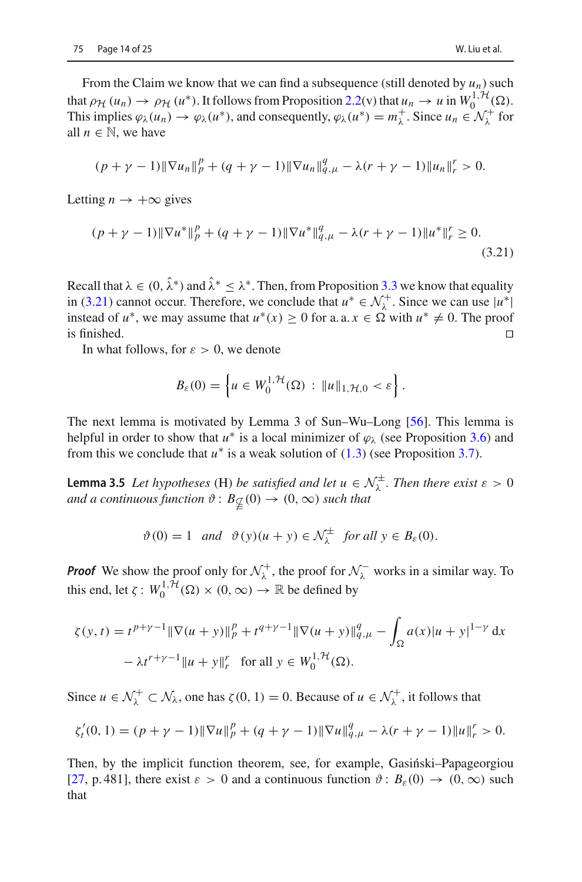From the Claim we know that we can find a subsequence (still denoted by $u_n$) such that $\rho_{\mathcal{H}}(u_n) \to \rho_{\mathcal{H}}(u^*)$. It follows from Proposition 2.2(v) that $u_n \to u$ in $W_0^{1,\mathcal{H}}(\Omega)$. This implies $\varphi_\lambda(u_n) \to \varphi_\lambda(u^*)$, and consequently, $\varphi_\lambda(u^*) = m_\lambda^+$. Since $u_n \in \mathcal{N}_\lambda^+$ for all $n \in \mathbb{N}$, we have

$$(p+\gamma-1)\|\nabla u_n\|_p^p + (q+\gamma-1)\|\nabla u_n\|_{q,\mu}^q - \lambda(r+\gamma-1)\|u_n\|_r^r > 0.$$

Letting $n \to +\infty$ gives

$$(p+\gamma-1)\|\nabla u^*\|_p^p + (q+\gamma-1)\|\nabla u^*\|_{q,\mu}^q - \lambda(r+\gamma-1)\|u^*\|_r^r \geq 0. \tag{3.21}$$

Recall that $\lambda \in (0, \hat{\lambda}^*)$ and $\hat{\lambda}^* \leq \lambda^*$. Then, from Proposition 3.3 we know that equality in (3.21) cannot occur. Therefore, we conclude that $u^* \in \mathcal{N}_\lambda^+$. Since we can use $|u^*|$ instead of $u^*$, we may assume that $u^*(x) \geq 0$ for a. a. $x \in \Omega$ with $u^* \neq 0$. The proof is finished. $\square$

In what follows, for $\varepsilon > 0$, we denote

$$B_\varepsilon(0) = \left\{ u \in W_0^{1,\mathcal{H}}(\Omega) \,:\, \|u\|_{1,\mathcal{H},0} < \varepsilon \right\}.$$

The next lemma is motivated by Lemma 3 of Sun–Wu–Long [56]. This lemma is helpful in order to show that $u^*$ is a local minimizer of $\varphi_\lambda$ (see Proposition 3.6) and from this we conclude that $u^*$ is a weak solution of (1.3) (see Proposition 3.7).

**Lemma 3.5** *Let hypotheses* (H) *be satisfied and let $u \in \mathcal{N}_\lambda^\pm$. Then there exist $\varepsilon > 0$ and a continuous function $\vartheta \colon B_{\varepsilon}(0) \to (0,\infty)$ such that*

$$\vartheta(0) = 1 \quad \textit{and} \quad \vartheta(y)(u+y) \in \mathcal{N}_\lambda^\pm \quad \textit{for all } y \in B_\varepsilon(0).$$

***Proof*** We show the proof only for $\mathcal{N}_\lambda^+$, the proof for $\mathcal{N}_\lambda^-$ works in a similar way. To this end, let $\zeta \colon W_0^{1,\mathcal{H}}(\Omega) \times (0,\infty) \to \mathbb{R}$ be defined by

$$\begin{aligned}
\zeta(y,t) &= t^{p+\gamma-1}\|\nabla(u+y)\|_p^p + t^{q+\gamma-1}\|\nabla(u+y)\|_{q,\mu}^q - \int_\Omega a(x)|u+y|^{1-\gamma}\,\mathrm{d}x \\
&\quad - \lambda t^{r+\gamma-1}\|u+y\|_r^r \quad \text{for all } y \in W_0^{1,\mathcal{H}}(\Omega).
\end{aligned}$$

Since $u \in \mathcal{N}_\lambda^+ \subset \mathcal{N}_\lambda$, one has $\zeta(0,1) = 0$. Because of $u \in \mathcal{N}_\lambda^+$, it follows that

$$\zeta_t'(0,1) = (p+\gamma-1)\|\nabla u\|_p^p + (q+\gamma-1)\|\nabla u\|_{q,\mu}^q - \lambda(r+\gamma-1)\|u\|_r^r > 0.$$

Then, by the implicit function theorem, see, for example, Gasiński–Papageorgiou [27, p. 481], there exist $\varepsilon > 0$ and a continuous function $\vartheta \colon B_\varepsilon(0) \to (0,\infty)$ such that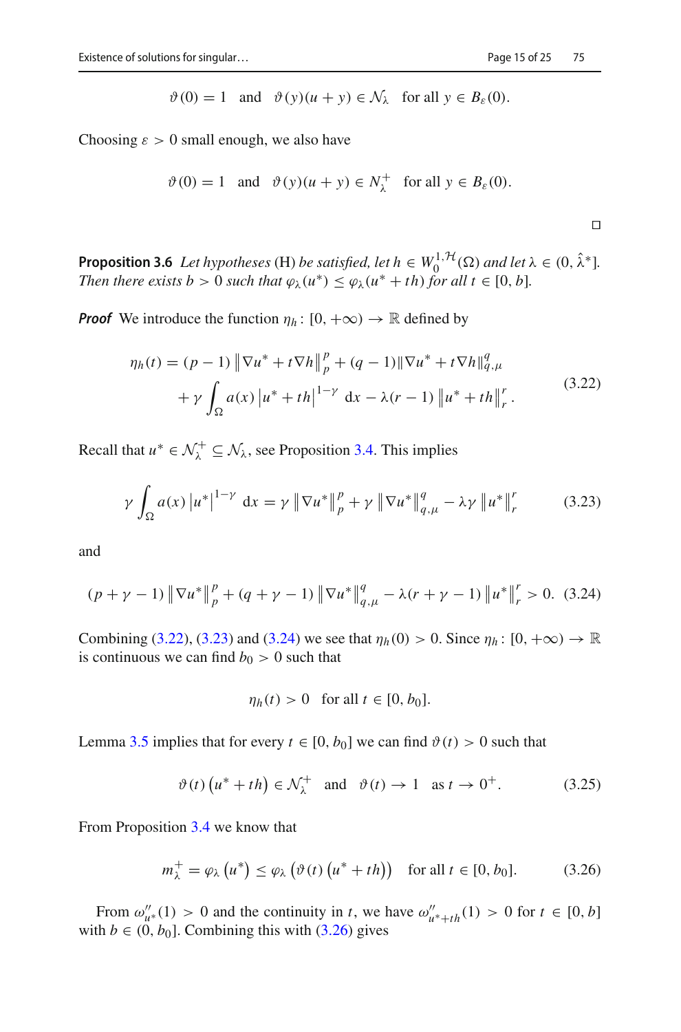$$\vartheta(0) = 1 \quad \text{and} \quad \vartheta(y)(u + y) \in \mathcal{N}_\lambda \quad \text{for all } y \in B_\varepsilon(0).$$

Choosing $\varepsilon > 0$ small enough, we also have

$$\vartheta(0) = 1 \quad \text{and} \quad \vartheta(y)(u + y) \in N_\lambda^+ \quad \text{for all } y \in B_\varepsilon(0).$$

$\square$

**Proposition 3.6** *Let hypotheses* (H) *be satisfied, let* $h \in W_0^{1,\mathcal{H}}(\Omega)$ *and let* $\lambda \in (0, \hat{\lambda}^*]$. *Then there exists* $b > 0$ *such that* $\varphi_\lambda(u^*) \leq \varphi_\lambda(u^* + th)$ *for all* $t \in [0, b]$.

***Proof*** We introduce the function $\eta_h \colon [0, +\infty) \to \mathbb{R}$ defined by

$$\begin{aligned} \eta_h(t) = (p-1) \left\| \nabla u^* + t \nabla h \right\|_p^p + (q-1) \|\nabla u^* + t \nabla h\|_{q,\mu}^q \\ + \gamma \int_\Omega a(x) \left| u^* + th \right|^{1-\gamma} \mathrm{d}x - \lambda(r-1) \left\| u^* + th \right\|_r^r. \end{aligned} \tag{3.22}$$

Recall that $u^* \in \mathcal{N}_\lambda^+ \subseteq \mathcal{N}_\lambda$, see Proposition 3.4. This implies

$$\gamma \int_\Omega a(x) \left| u^* \right|^{1-\gamma} \mathrm{d}x = \gamma \left\| \nabla u^* \right\|_p^p + \gamma \left\| \nabla u^* \right\|_{q,\mu}^q - \lambda \gamma \left\| u^* \right\|_r^r \tag{3.23}$$

and

$$(p + \gamma - 1) \left\| \nabla u^* \right\|_p^p + (q + \gamma - 1) \left\| \nabla u^* \right\|_{q,\mu}^q - \lambda(r + \gamma - 1) \left\| u^* \right\|_r^r > 0. \tag{3.24}$$

Combining (3.22), (3.23) and (3.24) we see that $\eta_h(0) > 0$. Since $\eta_h \colon [0, +\infty) \to \mathbb{R}$ is continuous we can find $b_0 > 0$ such that

$$\eta_h(t) > 0 \quad \text{for all } t \in [0, b_0].$$

Lemma 3.5 implies that for every $t \in [0, b_0]$ we can find $\vartheta(t) > 0$ such that

$$\vartheta(t) \left( u^* + th \right) \in \mathcal{N}_\lambda^+ \quad \text{and} \quad \vartheta(t) \to 1 \quad \text{as } t \to 0^+. \tag{3.25}$$

From Proposition 3.4 we know that

$$m_\lambda^+ = \varphi_\lambda \left( u^* \right) \leq \varphi_\lambda \left( \vartheta(t) \left( u^* + th \right) \right) \quad \text{for all } t \in [0, b_0]. \tag{3.26}$$

From $\omega_{u^*}''(1) > 0$ and the continuity in $t$, we have $\omega_{u^*+th}''(1) > 0$ for $t \in [0, b]$ with $b \in (0, b_0]$. Combining this with (3.26) gives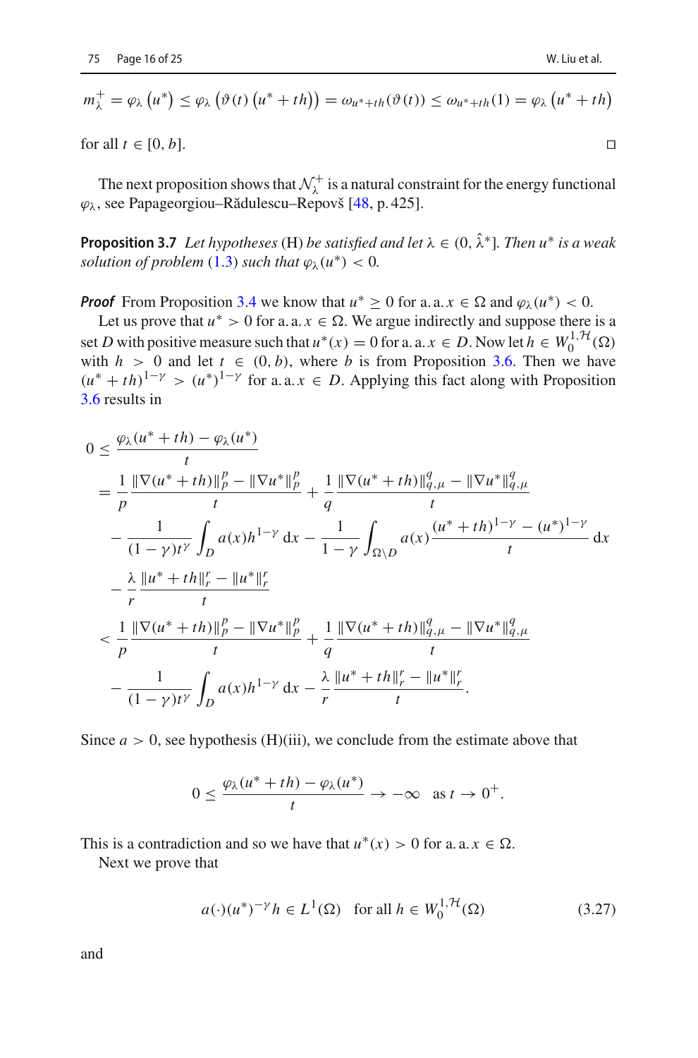$$m_\lambda^+ = \varphi_\lambda\left(u^*\right) \leq \varphi_\lambda\left(\vartheta(t)\left(u^*+th\right)\right) = \omega_{u^*+th}(\vartheta(t)) \leq \omega_{u^*+th}(1) = \varphi_\lambda\left(u^*+th\right)$$

for all $t \in [0, b]$. $\square$

The next proposition shows that $\mathcal{N}_\lambda^+$ is a natural constraint for the energy functional $\varphi_\lambda$, see Papageorgiou–Rădulescu–Repovš [48, p. 425].

**Proposition 3.7** *Let hypotheses* (H) *be satisfied and let* $\lambda \in (0, \hat{\lambda}^*]$. *Then* $u^*$ *is a weak solution of problem* (1.3) *such that* $\varphi_\lambda(u^*) < 0$.

***Proof*** From Proposition 3.4 we know that $u^* \geq 0$ for a. a. $x \in \Omega$ and $\varphi_\lambda(u^*) < 0$.

Let us prove that $u^* > 0$ for a. a. $x \in \Omega$. We argue indirectly and suppose there is a set $D$ with positive measure such that $u^*(x) = 0$ for a. a. $x \in D$. Now let $h \in W_0^{1,\mathcal{H}}(\Omega)$ with $h > 0$ and let $t \in (0, b)$, where $b$ is from Proposition 3.6. Then we have $(u^* + th)^{1-\gamma} > (u^*)^{1-\gamma}$ for a. a. $x \in D$. Applying this fact along with Proposition 3.6 results in

$$\begin{aligned}
0 &\leq \frac{\varphi_\lambda(u^*+th) - \varphi_\lambda(u^*)}{t} \\
&= \frac{1}{p}\frac{\|\nabla(u^*+th)\|_p^p - \|\nabla u^*\|_p^p}{t} + \frac{1}{q}\frac{\|\nabla(u^*+th)\|_{q,\mu}^q - \|\nabla u^*\|_{q,\mu}^q}{t} \\
&\quad - \frac{1}{(1-\gamma)t^\gamma}\int_D a(x)h^{1-\gamma}\,\mathrm{d}x - \frac{1}{1-\gamma}\int_{\Omega\setminus D} a(x)\frac{(u^*+th)^{1-\gamma} - (u^*)^{1-\gamma}}{t}\,\mathrm{d}x \\
&\quad - \frac{\lambda}{r}\frac{\|u^*+th\|_r^r - \|u^*\|_r^r}{t} \\
&< \frac{1}{p}\frac{\|\nabla(u^*+th)\|_p^p - \|\nabla u^*\|_p^p}{t} + \frac{1}{q}\frac{\|\nabla(u^*+th)\|_{q,\mu}^q - \|\nabla u^*\|_{q,\mu}^q}{t} \\
&\quad - \frac{1}{(1-\gamma)t^\gamma}\int_D a(x)h^{1-\gamma}\,\mathrm{d}x - \frac{\lambda}{r}\frac{\|u^*+th\|_r^r - \|u^*\|_r^r}{t}.
\end{aligned}$$

Since $a > 0$, see hypothesis (H)(iii), we conclude from the estimate above that

$$0 \leq \frac{\varphi_\lambda(u^*+th) - \varphi_\lambda(u^*)}{t} \to -\infty \quad \text{as } t \to 0^+.$$

This is a contradiction and so we have that $u^*(x) > 0$ for a. a. $x \in \Omega$.

Next we prove that

$$a(\cdot)(u^*)^{-\gamma}h \in L^1(\Omega) \quad \text{for all } h \in W_0^{1,\mathcal{H}}(\Omega) \tag{3.27}$$

and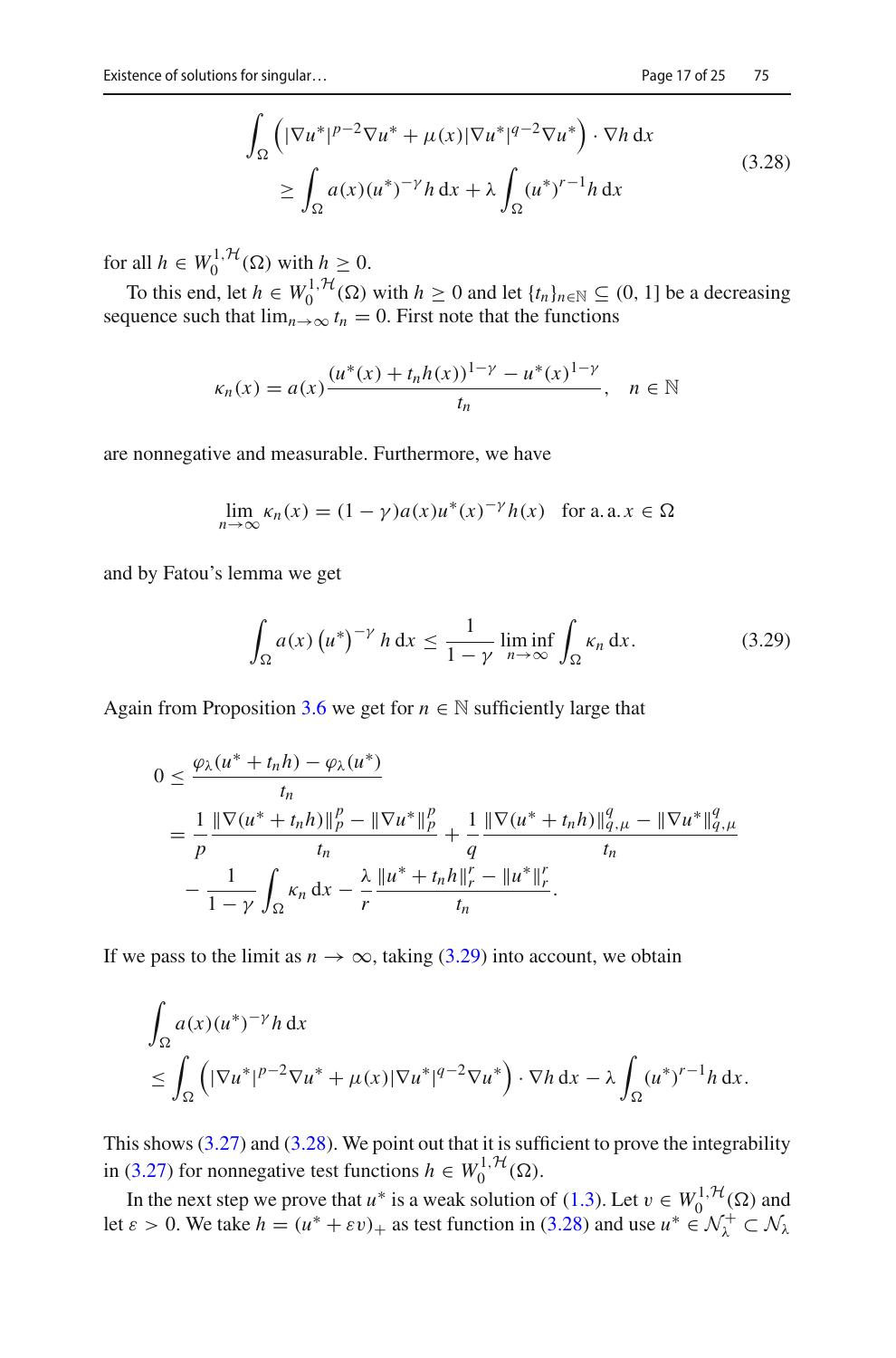$$
\begin{aligned}
&\int_\Omega \left( |\nabla u^*|^{p-2}\nabla u^* + \mu(x)|\nabla u^*|^{q-2}\nabla u^* \right) \cdot \nabla h \,\mathrm{d}x \\
&\quad \geq \int_\Omega a(x)(u^*)^{-\gamma} h \,\mathrm{d}x + \lambda \int_\Omega (u^*)^{r-1} h \,\mathrm{d}x
\end{aligned}
\tag{3.28}
$$

for all $h \in W_0^{1,\mathcal{H}}(\Omega)$ with $h \geq 0$.

To this end, let $h \in W_0^{1,\mathcal{H}}(\Omega)$ with $h \geq 0$ and let $\{t_n\}_{n\in\mathbb{N}} \subseteq (0, 1]$ be a decreasing sequence such that $\lim_{n\to\infty} t_n = 0$. First note that the functions

$$
\kappa_n(x) = a(x) \frac{(u^*(x) + t_n h(x))^{1-\gamma} - u^*(x)^{1-\gamma}}{t_n}, \quad n \in \mathbb{N}
$$

are nonnegative and measurable. Furthermore, we have

$$
\lim_{n\to\infty} \kappa_n(x) = (1-\gamma)a(x)u^*(x)^{-\gamma}h(x) \quad \text{for a. a. } x \in \Omega
$$

and by Fatou's lemma we get

$$
\int_\Omega a(x) \left(u^*\right)^{-\gamma} h \,\mathrm{d}x \leq \frac{1}{1-\gamma} \liminf_{n\to\infty} \int_\Omega \kappa_n \,\mathrm{d}x. \tag{3.29}
$$

Again from Proposition 3.6 we get for $n \in \mathbb{N}$ sufficiently large that

$$
\begin{aligned}
0 &\leq \frac{\varphi_\lambda(u^* + t_n h) - \varphi_\lambda(u^*)}{t_n} \\
&= \frac{1}{p} \frac{\|\nabla(u^* + t_n h)\|_p^p - \|\nabla u^*\|_p^p}{t_n} + \frac{1}{q} \frac{\|\nabla(u^* + t_n h)\|_{q,\mu}^q - \|\nabla u^*\|_{q,\mu}^q}{t_n} \\
&\quad - \frac{1}{1-\gamma} \int_\Omega \kappa_n \,\mathrm{d}x - \frac{\lambda}{r} \frac{\|u^* + t_n h\|_r^r - \|u^*\|_r^r}{t_n}.
\end{aligned}
$$

If we pass to the limit as $n \to \infty$, taking (3.29) into account, we obtain

$$
\begin{aligned}
&\int_\Omega a(x)(u^*)^{-\gamma} h \,\mathrm{d}x \\
&\leq \int_\Omega \left( |\nabla u^*|^{p-2}\nabla u^* + \mu(x)|\nabla u^*|^{q-2}\nabla u^* \right) \cdot \nabla h \,\mathrm{d}x - \lambda \int_\Omega (u^*)^{r-1} h \,\mathrm{d}x.
\end{aligned}
$$

This shows (3.27) and (3.28). We point out that it is sufficient to prove the integrability in (3.27) for nonnegative test functions $h \in W_0^{1,\mathcal{H}}(\Omega)$.

In the next step we prove that $u^*$ is a weak solution of (1.3). Let $v \in W_0^{1,\mathcal{H}}(\Omega)$ and let $\varepsilon > 0$. We take $h = (u^* + \varepsilon v)_+$ as test function in (3.28) and use $u^* \in \mathcal{N}_\lambda^+ \subset \mathcal{N}_\lambda$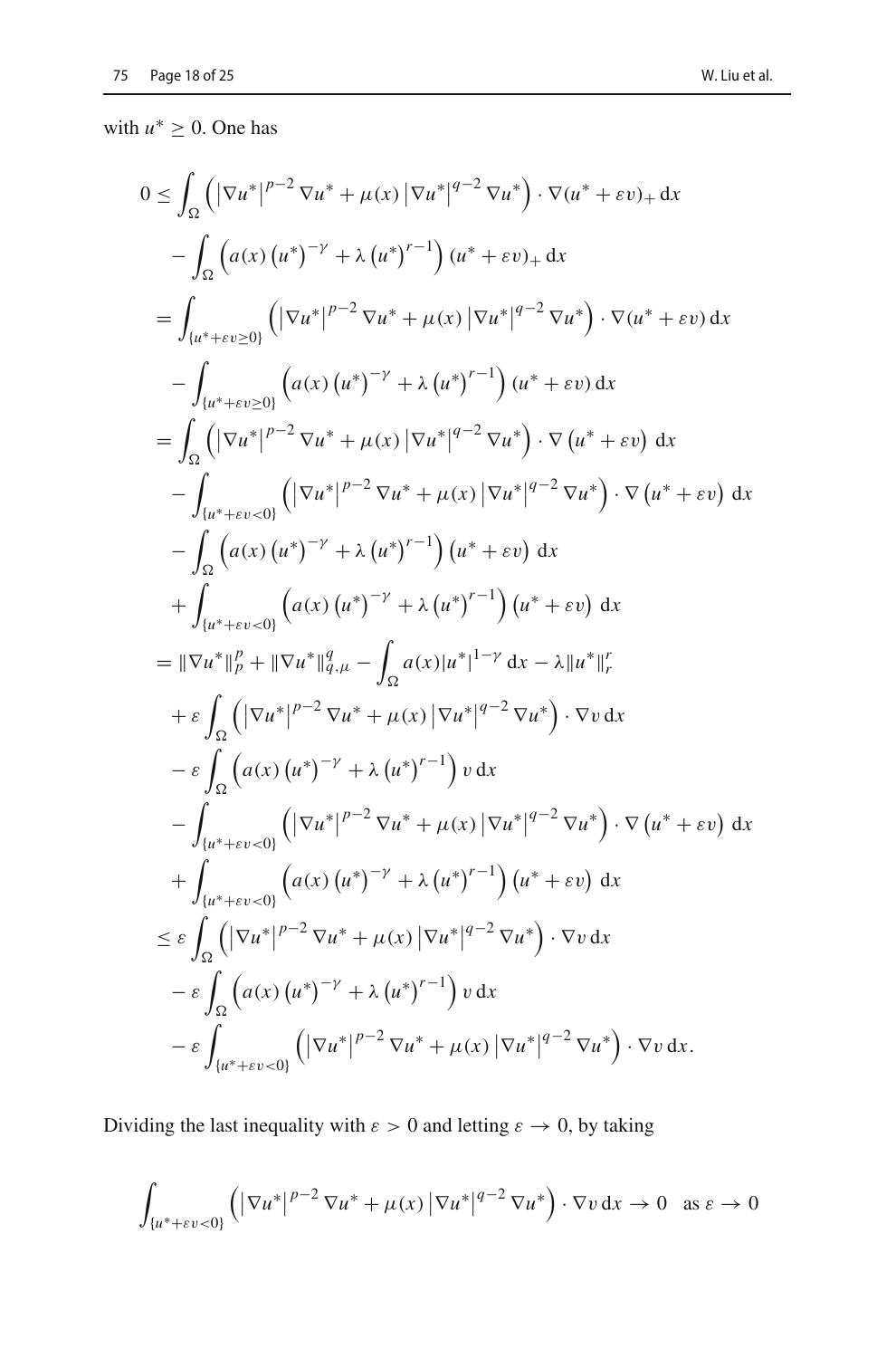with $u^* \geq 0$. One has

$$
\begin{aligned}
0 \leq & \int_\Omega \left( \left|\nabla u^*\right|^{p-2} \nabla u^* + \mu(x) \left|\nabla u^*\right|^{q-2} \nabla u^* \right) \cdot \nabla (u^* + \varepsilon v)_+ \, \mathrm{d}x \\
& - \int_\Omega \left( a(x) \left(u^*\right)^{-\gamma} + \lambda \left(u^*\right)^{r-1} \right) (u^* + \varepsilon v)_+ \, \mathrm{d}x \\
= & \int_{\{u^* + \varepsilon v \geq 0\}} \left( \left|\nabla u^*\right|^{p-2} \nabla u^* + \mu(x) \left|\nabla u^*\right|^{q-2} \nabla u^* \right) \cdot \nabla (u^* + \varepsilon v) \, \mathrm{d}x \\
& - \int_{\{u^* + \varepsilon v \geq 0\}} \left( a(x) \left(u^*\right)^{-\gamma} + \lambda \left(u^*\right)^{r-1} \right) (u^* + \varepsilon v) \, \mathrm{d}x \\
= & \int_\Omega \left( \left|\nabla u^*\right|^{p-2} \nabla u^* + \mu(x) \left|\nabla u^*\right|^{q-2} \nabla u^* \right) \cdot \nabla \left(u^* + \varepsilon v\right) \, \mathrm{d}x \\
& - \int_{\{u^* + \varepsilon v < 0\}} \left( \left|\nabla u^*\right|^{p-2} \nabla u^* + \mu(x) \left|\nabla u^*\right|^{q-2} \nabla u^* \right) \cdot \nabla \left(u^* + \varepsilon v\right) \, \mathrm{d}x \\
& - \int_\Omega \left( a(x) \left(u^*\right)^{-\gamma} + \lambda \left(u^*\right)^{r-1} \right) \left(u^* + \varepsilon v\right) \, \mathrm{d}x \\
& + \int_{\{u^* + \varepsilon v < 0\}} \left( a(x) \left(u^*\right)^{-\gamma} + \lambda \left(u^*\right)^{r-1} \right) \left(u^* + \varepsilon v\right) \, \mathrm{d}x \\
= & \|\nabla u^*\|_p^p + \|\nabla u^*\|_{q,\mu}^q - \int_\Omega a(x) |u^*|^{1-\gamma} \, \mathrm{d}x - \lambda \|u^*\|_r^r \\
& + \varepsilon \int_\Omega \left( \left|\nabla u^*\right|^{p-2} \nabla u^* + \mu(x) \left|\nabla u^*\right|^{q-2} \nabla u^* \right) \cdot \nabla v \, \mathrm{d}x \\
& - \varepsilon \int_\Omega \left( a(x) \left(u^*\right)^{-\gamma} + \lambda \left(u^*\right)^{r-1} \right) v \, \mathrm{d}x \\
& - \int_{\{u^* + \varepsilon v < 0\}} \left( \left|\nabla u^*\right|^{p-2} \nabla u^* + \mu(x) \left|\nabla u^*\right|^{q-2} \nabla u^* \right) \cdot \nabla \left(u^* + \varepsilon v\right) \, \mathrm{d}x \\
& + \int_{\{u^* + \varepsilon v < 0\}} \left( a(x) \left(u^*\right)^{-\gamma} + \lambda \left(u^*\right)^{r-1} \right) \left(u^* + \varepsilon v\right) \, \mathrm{d}x \\
\leq & \varepsilon \int_\Omega \left( \left|\nabla u^*\right|^{p-2} \nabla u^* + \mu(x) \left|\nabla u^*\right|^{q-2} \nabla u^* \right) \cdot \nabla v \, \mathrm{d}x \\
& - \varepsilon \int_\Omega \left( a(x) \left(u^*\right)^{-\gamma} + \lambda \left(u^*\right)^{r-1} \right) v \, \mathrm{d}x \\
& - \varepsilon \int_{\{u^* + \varepsilon v < 0\}} \left( \left|\nabla u^*\right|^{p-2} \nabla u^* + \mu(x) \left|\nabla u^*\right|^{q-2} \nabla u^* \right) \cdot \nabla v \, \mathrm{d}x.
\end{aligned}
$$

Dividing the last inequality with $\varepsilon > 0$ and letting $\varepsilon \to 0$, by taking

$$
\int_{\{u^* + \varepsilon v < 0\}} \left( \left|\nabla u^*\right|^{p-2} \nabla u^* + \mu(x) \left|\nabla u^*\right|^{q-2} \nabla u^* \right) \cdot \nabla v \, \mathrm{d}x \to 0 \quad \text{as } \varepsilon \to 0
$$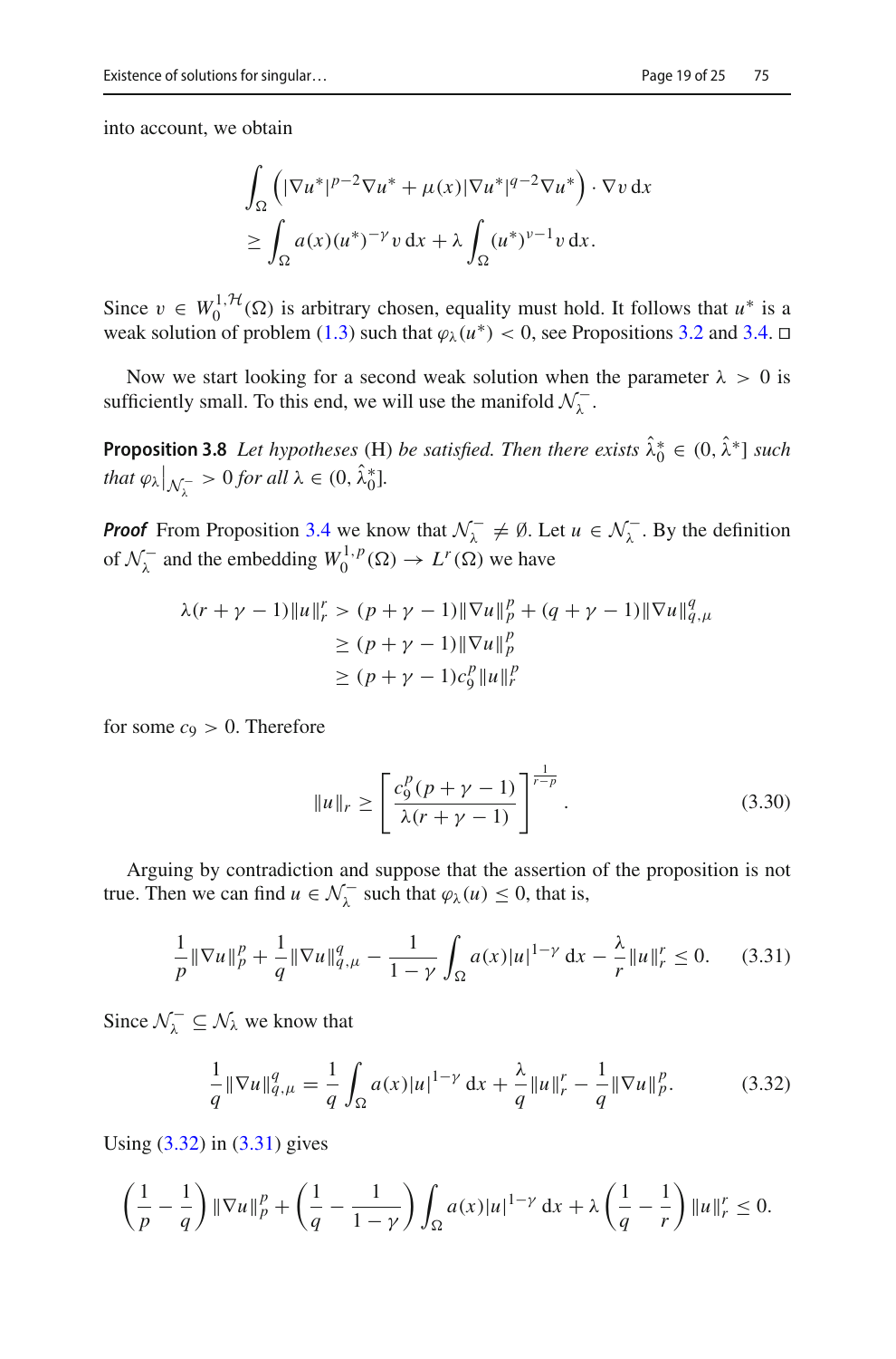into account, we obtain

$$
\begin{aligned}
&\int_\Omega \left(|\nabla u^*|^{p-2}\nabla u^* + \mu(x)|\nabla u^*|^{q-2}\nabla u^*\right)\cdot \nabla v \,\mathrm{d}x\\
&\geq \int_\Omega a(x)(u^*)^{-\gamma} v\,\mathrm{d}x + \lambda \int_\Omega (u^*)^{\nu-1} v\,\mathrm{d}x.
\end{aligned}
$$

Since $v \in W_0^{1,\mathcal{H}}(\Omega)$ is arbitrary chosen, equality must hold. It follows that $u^*$ is a weak solution of problem (1.3) such that $\varphi_\lambda(u^*) < 0$, see Propositions 3.2 and 3.4. □

Now we start looking for a second weak solution when the parameter $\lambda > 0$ is sufficiently small. To this end, we will use the manifold $\mathcal{N}_\lambda^-$.

**Proposition 3.8** *Let hypotheses* (H) *be satisfied. Then there exists* $\hat{\lambda}_0^* \in (0, \hat{\lambda}^*]$ *such that* $\varphi_\lambda\big|_{\mathcal{N}_\lambda^-} > 0$ *for all* $\lambda \in (0, \hat{\lambda}_0^*]$.

***Proof*** From Proposition 3.4 we know that $\mathcal{N}_\lambda^- \neq \emptyset$. Let $u \in \mathcal{N}_\lambda^-$. By the definition of $\mathcal{N}_\lambda^-$ and the embedding $W_0^{1,p}(\Omega) \to L^r(\Omega)$ we have

$$
\begin{aligned}
\lambda(r+\gamma-1)\|u\|_r^r &> (p+\gamma-1)\|\nabla u\|_p^p + (q+\gamma-1)\|\nabla u\|_{q,\mu}^q\\
&\geq (p+\gamma-1)\|\nabla u\|_p^p\\
&\geq (p+\gamma-1)c_9^p\|u\|_r^p
\end{aligned}
$$

for some $c_9 > 0$. Therefore

$$
\|u\|_r \geq \left[\frac{c_9^p(p+\gamma-1)}{\lambda(r+\gamma-1)}\right]^{\frac{1}{r-p}}. \tag{3.30}
$$

Arguing by contradiction and suppose that the assertion of the proposition is not true. Then we can find $u \in \mathcal{N}_\lambda^-$ such that $\varphi_\lambda(u) \leq 0$, that is,

$$
\frac{1}{p}\|\nabla u\|_p^p + \frac{1}{q}\|\nabla u\|_{q,\mu}^q - \frac{1}{1-\gamma}\int_\Omega a(x)|u|^{1-\gamma}\,\mathrm{d}x - \frac{\lambda}{r}\|u\|_r^r \leq 0. \tag{3.31}
$$

Since $\mathcal{N}_\lambda^- \subseteq \mathcal{N}_\lambda$ we know that

$$
\frac{1}{q}\|\nabla u\|_{q,\mu}^q = \frac{1}{q}\int_\Omega a(x)|u|^{1-\gamma}\,\mathrm{d}x + \frac{\lambda}{q}\|u\|_r^r - \frac{1}{q}\|\nabla u\|_p^p. \tag{3.32}
$$

Using (3.32) in (3.31) gives

$$
\left(\frac{1}{p}-\frac{1}{q}\right)\|\nabla u\|_p^p + \left(\frac{1}{q}-\frac{1}{1-\gamma}\right)\int_\Omega a(x)|u|^{1-\gamma}\,\mathrm{d}x + \lambda\left(\frac{1}{q}-\frac{1}{r}\right)\|u\|_r^r \leq 0.
$$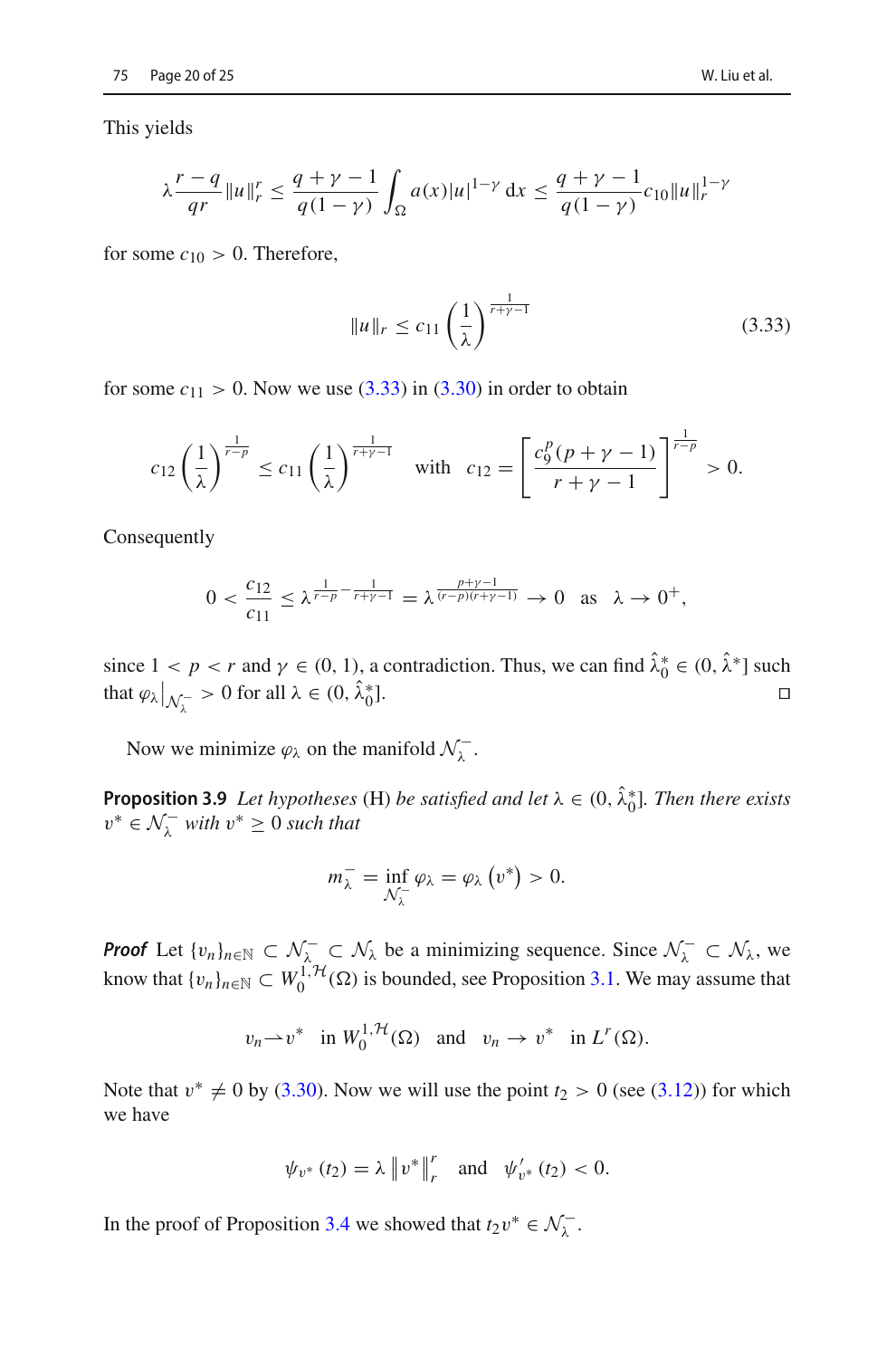This yields

$$\lambda \frac{r-q}{qr}\|u\|_r^r \leq \frac{q+\gamma-1}{q(1-\gamma)} \int_\Omega a(x)|u|^{1-\gamma}\,\mathrm{d}x \leq \frac{q+\gamma-1}{q(1-\gamma)} c_{10}\|u\|_r^{1-\gamma}$$

for some $c_{10} > 0$. Therefore,

$$\|u\|_r \leq c_{11}\left(\frac{1}{\lambda}\right)^{\frac{1}{r+\gamma-1}} \tag{3.33}$$

for some $c_{11} > 0$. Now we use (3.33) in (3.30) in order to obtain

$$c_{12}\left(\frac{1}{\lambda}\right)^{\frac{1}{r-p}} \leq c_{11}\left(\frac{1}{\lambda}\right)^{\frac{1}{r+\gamma-1}} \quad \text{with} \quad c_{12} = \left[\frac{c_9^p(p+\gamma-1)}{r+\gamma-1}\right]^{\frac{1}{r-p}} > 0.$$

Consequently

$$0 < \frac{c_{12}}{c_{11}} \leq \lambda^{\frac{1}{r-p}-\frac{1}{r+\gamma-1}} = \lambda^{\frac{p+\gamma-1}{(r-p)(r+\gamma-1)}} \to 0 \quad \text{as} \quad \lambda \to 0^+,$$

since $1 < p < r$ and $\gamma \in (0,1)$, a contradiction. Thus, we can find $\hat{\lambda}_0^* \in (0, \hat{\lambda}^*]$ such that $\varphi_\lambda\big|_{\mathcal{N}_\lambda^-} > 0$ for all $\lambda \in (0, \hat{\lambda}_0^*]$. □

Now we minimize $\varphi_\lambda$ on the manifold $\mathcal{N}_\lambda^-$.

**Proposition 3.9** *Let hypotheses* (H) *be satisfied and let* $\lambda \in (0, \hat{\lambda}_0^*]$. *Then there exists* $v^* \in \mathcal{N}_\lambda^-$ *with* $v^* \geq 0$ *such that*

$$m_\lambda^- = \inf_{\mathcal{N}_\lambda^-} \varphi_\lambda = \varphi_\lambda\left(v^*\right) > 0.$$

***Proof*** Let $\{v_n\}_{n\in\mathbb{N}} \subset \mathcal{N}_\lambda^- \subset \mathcal{N}_\lambda$ be a minimizing sequence. Since $\mathcal{N}_\lambda^- \subset \mathcal{N}_\lambda$, we know that $\{v_n\}_{n\in\mathbb{N}} \subset W_0^{1,\mathcal{H}}(\Omega)$ is bounded, see Proposition 3.1. We may assume that

$$v_n \rightharpoonup v^* \quad \text{in } W_0^{1,\mathcal{H}}(\Omega) \quad \text{and} \quad v_n \to v^* \quad \text{in } L^r(\Omega).$$

Note that $v^* \neq 0$ by (3.30). Now we will use the point $t_2 > 0$ (see (3.12)) for which we have

$$\psi_{v^*}(t_2) = \lambda \left\|v^*\right\|_r^r \quad \text{and} \quad \psi_{v^*}'(t_2) < 0.$$

In the proof of Proposition 3.4 we showed that $t_2 v^* \in \mathcal{N}_\lambda^-$.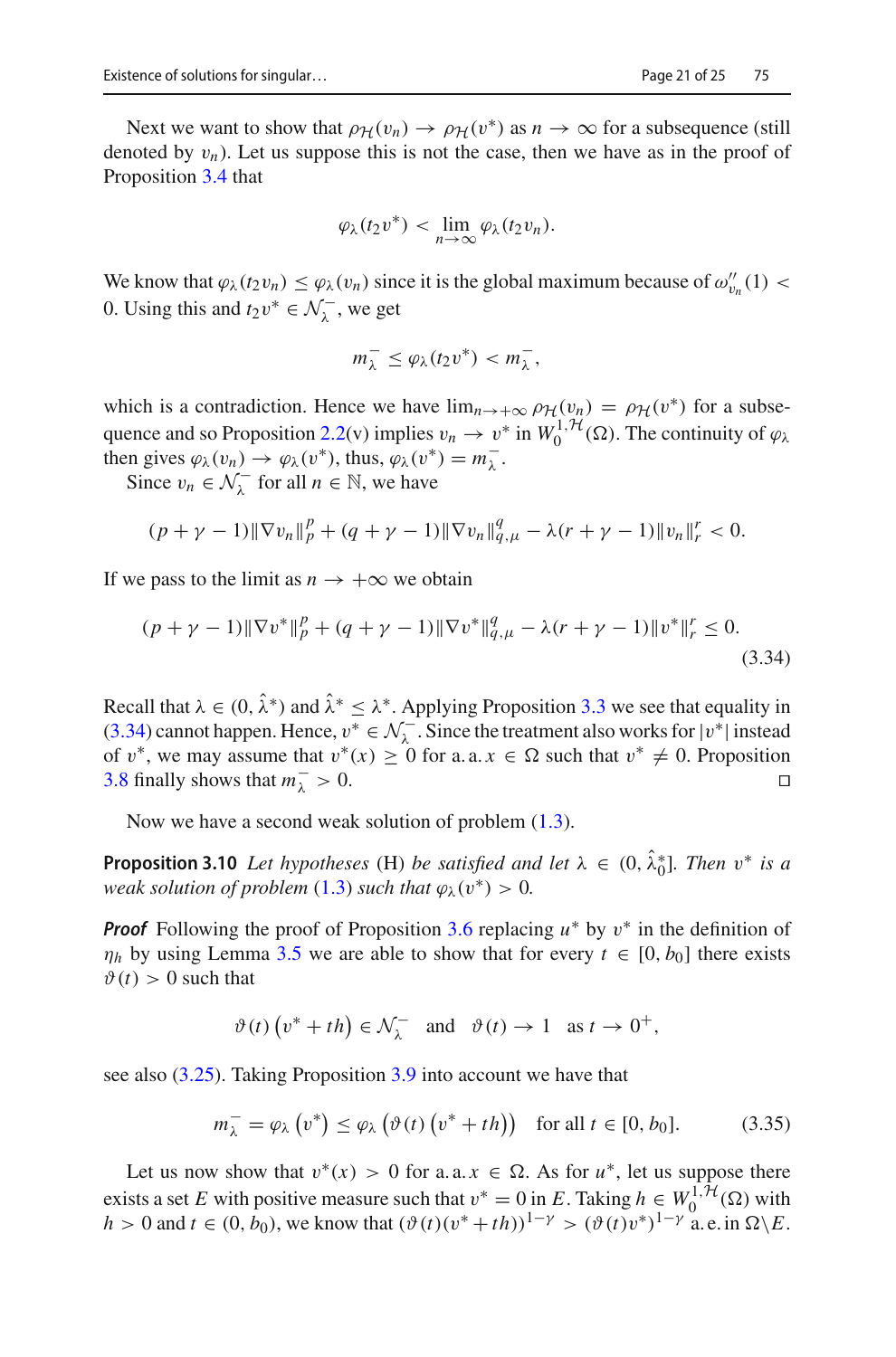Next we want to show that $\rho_{\mathcal{H}}(v_n) \to \rho_{\mathcal{H}}(v^*)$ as $n \to \infty$ for a subsequence (still denoted by $v_n$). Let us suppose this is not the case, then we have as in the proof of Proposition 3.4 that

$$\varphi_\lambda(t_2 v^*) < \lim_{n\to\infty} \varphi_\lambda(t_2 v_n).$$

We know that $\varphi_\lambda(t_2 v_n) \le \varphi_\lambda(v_n)$ since it is the global maximum because of $\omega''_{v_n}(1) < 0$. Using this and $t_2 v^* \in \mathcal{N}_\lambda^-$, we get

$$m_\lambda^- \le \varphi_\lambda(t_2 v^*) < m_\lambda^-,$$

which is a contradiction. Hence we have $\lim_{n\to+\infty} \rho_{\mathcal{H}}(v_n) = \rho_{\mathcal{H}}(v^*)$ for a subsequence and so Proposition 2.2(v) implies $v_n \to v^*$ in $W_0^{1,\mathcal{H}}(\Omega)$. The continuity of $\varphi_\lambda$ then gives $\varphi_\lambda(v_n) \to \varphi_\lambda(v^*)$, thus, $\varphi_\lambda(v^*) = m_\lambda^-$.

Since $v_n \in \mathcal{N}_\lambda^-$ for all $n \in \mathbb{N}$, we have

$$(p+\gamma-1)\|\nabla v_n\|_p^p + (q+\gamma-1)\|\nabla v_n\|_{q,\mu}^q - \lambda(r+\gamma-1)\|v_n\|_r^r < 0.$$

If we pass to the limit as $n \to +\infty$ we obtain

$$(p+\gamma-1)\|\nabla v^*\|_p^p + (q+\gamma-1)\|\nabla v^*\|_{q,\mu}^q - \lambda(r+\gamma-1)\|v^*\|_r^r \le 0. \tag{3.34}$$

Recall that $\lambda \in (0, \hat{\lambda}^*)$ and $\hat{\lambda}^* \le \lambda^*$. Applying Proposition 3.3 we see that equality in (3.34) cannot happen. Hence, $v^* \in \mathcal{N}_\lambda^-$. Since the treatment also works for $|v^*|$ instead of $v^*$, we may assume that $v^*(x) \ge 0$ for a. a. $x \in \Omega$ such that $v^* \ne 0$. Proposition 3.8 finally shows that $m_\lambda^- > 0$. □

Now we have a second weak solution of problem (1.3).

**Proposition 3.10** *Let hypotheses* (H) *be satisfied and let* $\lambda \in (0, \hat{\lambda}_0^*]$. *Then* $v^*$ *is a weak solution of problem* (1.3) *such that* $\varphi_\lambda(v^*) > 0$.

***Proof*** Following the proof of Proposition 3.6 replacing $u^*$ by $v^*$ in the definition of $\eta_h$ by using Lemma 3.5 we are able to show that for every $t \in [0, b_0]$ there exists $\vartheta(t) > 0$ such that

$$\vartheta(t)\left(v^* + th\right) \in \mathcal{N}_\lambda^- \quad \text{and} \quad \vartheta(t) \to 1 \quad \text{as } t \to 0^+,$$

see also (3.25). Taking Proposition 3.9 into account we have that

$$m_\lambda^- = \varphi_\lambda\left(v^*\right) \le \varphi_\lambda\left(\vartheta(t)\left(v^* + th\right)\right) \quad \text{for all } t \in [0, b_0]. \tag{3.35}$$

Let us now show that $v^*(x) > 0$ for a. a. $x \in \Omega$. As for $u^*$, let us suppose there exists a set $E$ with positive measure such that $v^* = 0$ in $E$. Taking $h \in W_0^{1,\mathcal{H}}(\Omega)$ with $h > 0$ and $t \in (0, b_0)$, we know that $(\vartheta(t)(v^* + th))^{1-\gamma} > (\vartheta(t)v^*)^{1-\gamma}$ a. e. in $\Omega \setminus E$.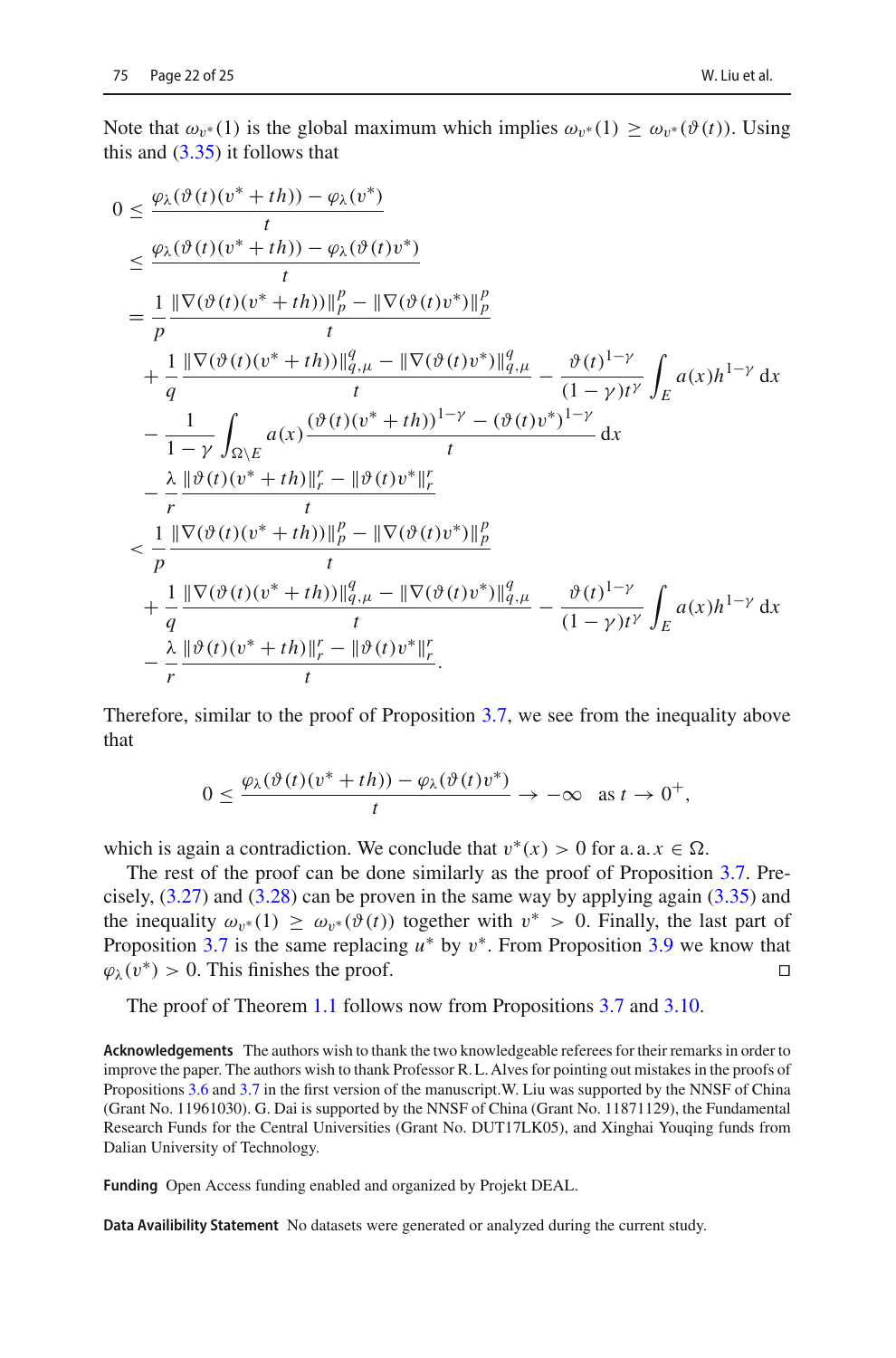Note that $\omega_{v^*}(1)$ is the global maximum which implies $\omega_{v^*}(1) \geq \omega_{v^*}(\vartheta(t))$. Using this and (3.35) it follows that

$$
\begin{aligned}
0 &\leq \frac{\varphi_\lambda(\vartheta(t)(v^*+th)) - \varphi_\lambda(v^*)}{t} \\
&\leq \frac{\varphi_\lambda(\vartheta(t)(v^*+th)) - \varphi_\lambda(\vartheta(t)v^*)}{t} \\
&= \frac{1}{p}\frac{\|\nabla(\vartheta(t)(v^*+th))\|_p^p - \|\nabla(\vartheta(t)v^*)\|_p^p}{t} \\
&\quad + \frac{1}{q}\frac{\|\nabla(\vartheta(t)(v^*+th))\|_{q,\mu}^q - \|\nabla(\vartheta(t)v^*)\|_{q,\mu}^q}{t} - \frac{\vartheta(t)^{1-\gamma}}{(1-\gamma)t^\gamma}\int_E a(x)h^{1-\gamma}\,\mathrm{d}x \\
&\quad - \frac{1}{1-\gamma}\int_{\Omega\setminus E} a(x)\frac{(\vartheta(t)(v^*+th))^{1-\gamma} - (\vartheta(t)v^*)^{1-\gamma}}{t}\,\mathrm{d}x \\
&\quad - \frac{\lambda}{r}\frac{\|\vartheta(t)(v^*+th)\|_r^r - \|\vartheta(t)v^*\|_r^r}{t} \\
&< \frac{1}{p}\frac{\|\nabla(\vartheta(t)(v^*+th))\|_p^p - \|\nabla(\vartheta(t)v^*)\|_p^p}{t} \\
&\quad + \frac{1}{q}\frac{\|\nabla(\vartheta(t)(v^*+th))\|_{q,\mu}^q - \|\nabla(\vartheta(t)v^*)\|_{q,\mu}^q}{t} - \frac{\vartheta(t)^{1-\gamma}}{(1-\gamma)t^\gamma}\int_E a(x)h^{1-\gamma}\,\mathrm{d}x \\
&\quad - \frac{\lambda}{r}\frac{\|\vartheta(t)(v^*+th)\|_r^r - \|\vartheta(t)v^*\|_r^r}{t}.
\end{aligned}
$$

Therefore, similar to the proof of Proposition 3.7, we see from the inequality above that

$$
0 \leq \frac{\varphi_\lambda(\vartheta(t)(v^*+th)) - \varphi_\lambda(\vartheta(t)v^*)}{t} \to -\infty \quad \text{as } t \to 0^+,
$$

which is again a contradiction. We conclude that $v^*(x) > 0$ for a. a. $x \in \Omega$.

The rest of the proof can be done similarly as the proof of Proposition 3.7. Precisely, (3.27) and (3.28) can be proven in the same way by applying again (3.35) and the inequality $\omega_{v^*}(1) \geq \omega_{v^*}(\vartheta(t))$ together with $v^* > 0$. Finally, the last part of Proposition 3.7 is the same replacing $u^*$ by $v^*$. From Proposition 3.9 we know that $\varphi_\lambda(v^*) > 0$. This finishes the proof. ◻

The proof of Theorem 1.1 follows now from Propositions 3.7 and 3.10.

**Acknowledgements** The authors wish to thank the two knowledgeable referees for their remarks in order to improve the paper. The authors wish to thank Professor R. L. Alves for pointing out mistakes in the proofs of Propositions 3.6 and 3.7 in the first version of the manuscript. W. Liu was supported by the NNSF of China (Grant No. 11961030). G. Dai is supported by the NNSF of China (Grant No. 11871129), the Fundamental Research Funds for the Central Universities (Grant No. DUT17LK05), and Xinghai Youqing funds from Dalian University of Technology.

**Funding** Open Access funding enabled and organized by Projekt DEAL.

**Data Availibility Statement** No datasets were generated or analyzed during the current study.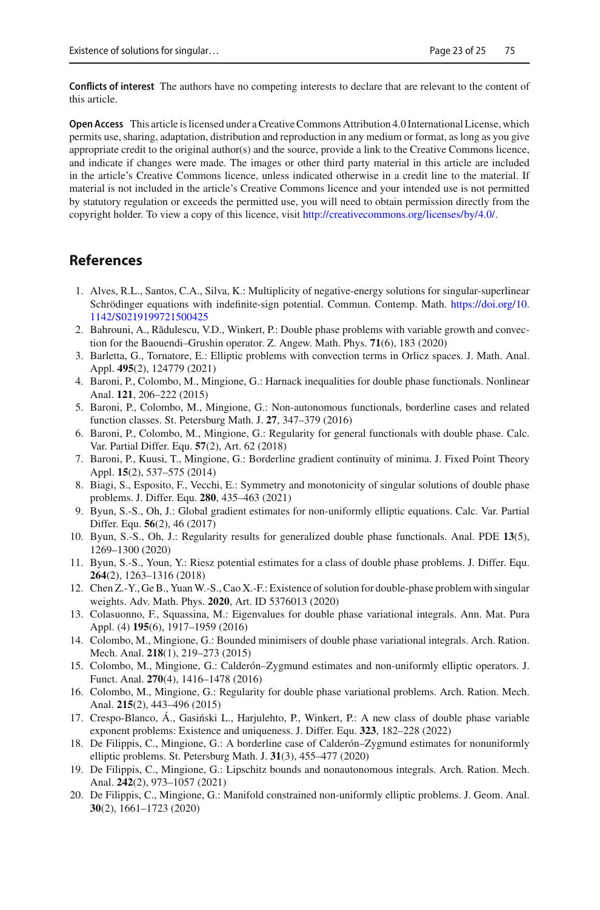**Conflicts of interest** The authors have no competing interests to declare that are relevant to the content of this article.

**Open Access** This article is licensed under a Creative Commons Attribution 4.0 International License, which permits use, sharing, adaptation, distribution and reproduction in any medium or format, as long as you give appropriate credit to the original author(s) and the source, provide a link to the Creative Commons licence, and indicate if changes were made. The images or other third party material in this article are included in the article's Creative Commons licence, unless indicated otherwise in a credit line to the material. If material is not included in the article's Creative Commons licence and your intended use is not permitted by statutory regulation or exceeds the permitted use, you will need to obtain permission directly from the copyright holder. To view a copy of this licence, visit http://creativecommons.org/licenses/by/4.0/.

## References

1. Alves, R.L., Santos, C.A., Silva, K.: Multiplicity of negative-energy solutions for singular-superlinear Schrödinger equations with indefinite-sign potential. Commun. Contemp. Math. https://doi.org/10.1142/S0219199721500425
2. Bahrouni, A., Rădulescu, V.D., Winkert, P.: Double phase problems with variable growth and convection for the Baouendi–Grushin operator. Z. Angew. Math. Phys. **71**(6), 183 (2020)
3. Barletta, G., Tornatore, E.: Elliptic problems with convection terms in Orlicz spaces. J. Math. Anal. Appl. **495**(2), 124779 (2021)
4. Baroni, P., Colombo, M., Mingione, G.: Harnack inequalities for double phase functionals. Nonlinear Anal. **121**, 206–222 (2015)
5. Baroni, P., Colombo, M., Mingione, G.: Non-autonomous functionals, borderline cases and related function classes. St. Petersburg Math. J. **27**, 347–379 (2016)
6. Baroni, P., Colombo, M., Mingione, G.: Regularity for general functionals with double phase. Calc. Var. Partial Differ. Equ. **57**(2), Art. 62 (2018)
7. Baroni, P., Kuusi, T., Mingione, G.: Borderline gradient continuity of minima. J. Fixed Point Theory Appl. **15**(2), 537–575 (2014)
8. Biagi, S., Esposito, F., Vecchi, E.: Symmetry and monotonicity of singular solutions of double phase problems. J. Differ. Equ. **280**, 435–463 (2021)
9. Byun, S.-S., Oh, J.: Global gradient estimates for non-uniformly elliptic equations. Calc. Var. Partial Differ. Equ. **56**(2), 46 (2017)
10. Byun, S.-S., Oh, J.: Regularity results for generalized double phase functionals. Anal. PDE **13**(5), 1269–1300 (2020)
11. Byun, S.-S., Youn, Y.: Riesz potential estimates for a class of double phase problems. J. Differ. Equ. **264**(2), 1263–1316 (2018)
12. Chen Z.-Y., Ge B., Yuan W.-S., Cao X.-F.: Existence of solution for double-phase problem with singular weights. Adv. Math. Phys. **2020**, Art. ID 5376013 (2020)
13. Colasuonno, F., Squassina, M.: Eigenvalues for double phase variational integrals. Ann. Mat. Pura Appl. (4) **195**(6), 1917–1959 (2016)
14. Colombo, M., Mingione, G.: Bounded minimisers of double phase variational integrals. Arch. Ration. Mech. Anal. **218**(1), 219–273 (2015)
15. Colombo, M., Mingione, G.: Calderón–Zygmund estimates and non-uniformly elliptic operators. J. Funct. Anal. **270**(4), 1416–1478 (2016)
16. Colombo, M., Mingione, G.: Regularity for double phase variational problems. Arch. Ration. Mech. Anal. **215**(2), 443–496 (2015)
17. Crespo-Blanco, Á., Gasiński L., Harjulehto, P., Winkert, P.: A new class of double phase variable exponent problems: Existence and uniqueness. J. Differ. Equ. **323**, 182–228 (2022)
18. De Filippis, C., Mingione, G.: A borderline case of Calderón–Zygmund estimates for nonuniformly elliptic problems. St. Petersburg Math. J. **31**(3), 455–477 (2020)
19. De Filippis, C., Mingione, G.: Lipschitz bounds and nonautonomous integrals. Arch. Ration. Mech. Anal. **242**(2), 973–1057 (2021)
20. De Filippis, C., Mingione, G.: Manifold constrained non-uniformly elliptic problems. J. Geom. Anal. **30**(2), 1661–1723 (2020)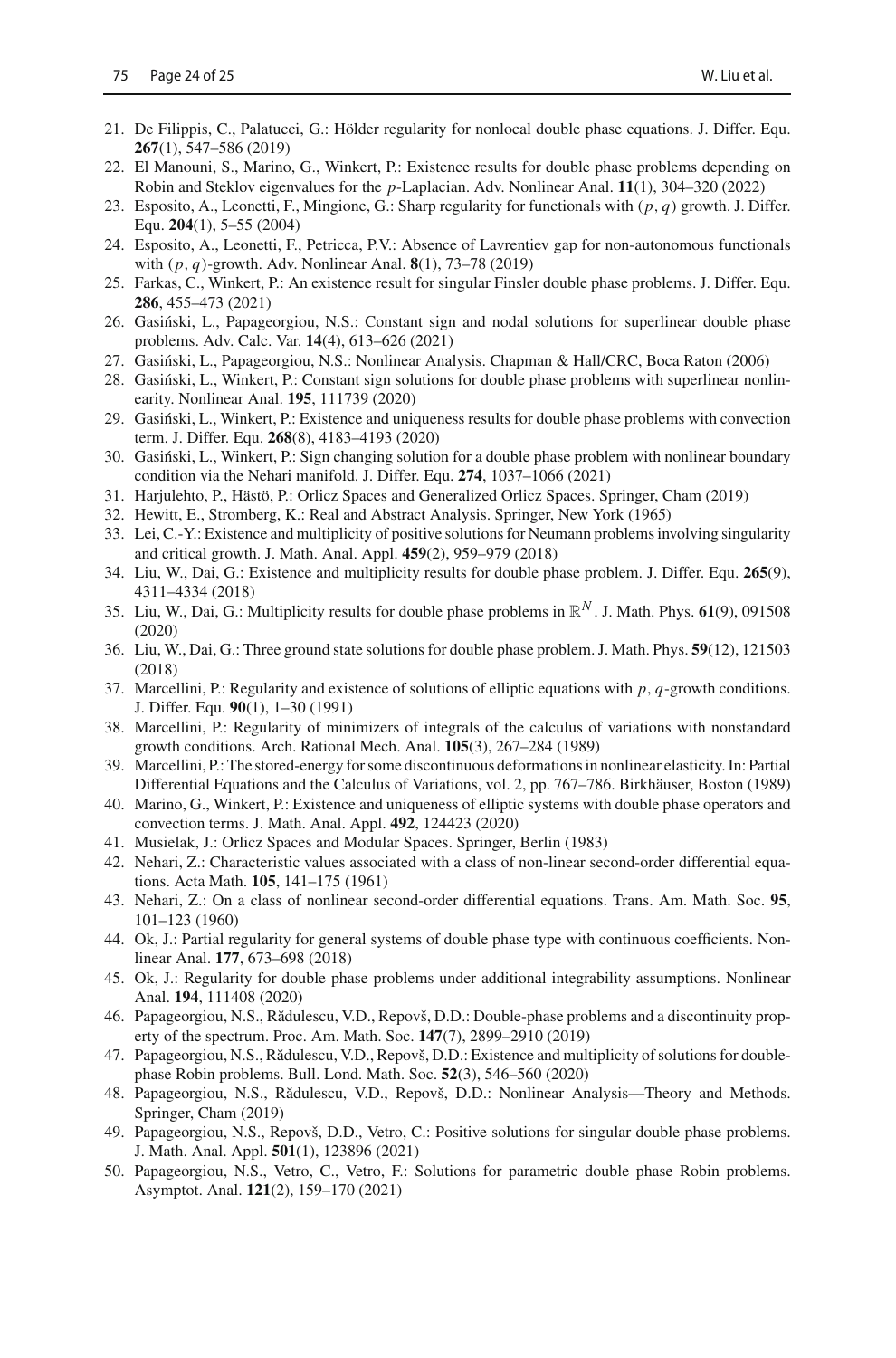21. De Filippis, C., Palatucci, G.: Hölder regularity for nonlocal double phase equations. J. Differ. Equ. **267**(1), 547–586 (2019)
22. El Manouni, S., Marino, G., Winkert, P.: Existence results for double phase problems depending on Robin and Steklov eigenvalues for the $p$-Laplacian. Adv. Nonlinear Anal. **11**(1), 304–320 (2022)
23. Esposito, A., Leonetti, F., Mingione, G.: Sharp regularity for functionals with $(p, q)$ growth. J. Differ. Equ. **204**(1), 5–55 (2004)
24. Esposito, A., Leonetti, F., Petricca, P.V.: Absence of Lavrentiev gap for non-autonomous functionals with $(p, q)$-growth. Adv. Nonlinear Anal. **8**(1), 73–78 (2019)
25. Farkas, C., Winkert, P.: An existence result for singular Finsler double phase problems. J. Differ. Equ. **286**, 455–473 (2021)
26. Gasiński, L., Papageorgiou, N.S.: Constant sign and nodal solutions for superlinear double phase problems. Adv. Calc. Var. **14**(4), 613–626 (2021)
27. Gasiński, L., Papageorgiou, N.S.: Nonlinear Analysis. Chapman & Hall/CRC, Boca Raton (2006)
28. Gasiński, L., Winkert, P.: Constant sign solutions for double phase problems with superlinear nonlinearity. Nonlinear Anal. **195**, 111739 (2020)
29. Gasiński, L., Winkert, P.: Existence and uniqueness results for double phase problems with convection term. J. Differ. Equ. **268**(8), 4183–4193 (2020)
30. Gasiński, L., Winkert, P.: Sign changing solution for a double phase problem with nonlinear boundary condition via the Nehari manifold. J. Differ. Equ. **274**, 1037–1066 (2021)
31. Harjulehto, P., Hästö, P.: Orlicz Spaces and Generalized Orlicz Spaces. Springer, Cham (2019)
32. Hewitt, E., Stromberg, K.: Real and Abstract Analysis. Springer, New York (1965)
33. Lei, C.-Y.: Existence and multiplicity of positive solutions for Neumann problems involving singularity and critical growth. J. Math. Anal. Appl. **459**(2), 959–979 (2018)
34. Liu, W., Dai, G.: Existence and multiplicity results for double phase problem. J. Differ. Equ. **265**(9), 4311–4334 (2018)
35. Liu, W., Dai, G.: Multiplicity results for double phase problems in $\mathbb{R}^N$. J. Math. Phys. **61**(9), 091508 (2020)
36. Liu, W., Dai, G.: Three ground state solutions for double phase problem. J. Math. Phys. **59**(12), 121503 (2018)
37. Marcellini, P.: Regularity and existence of solutions of elliptic equations with $p, q$-growth conditions. J. Differ. Equ. **90**(1), 1–30 (1991)
38. Marcellini, P.: Regularity of minimizers of integrals of the calculus of variations with nonstandard growth conditions. Arch. Rational Mech. Anal. **105**(3), 267–284 (1989)
39. Marcellini, P.: The stored-energy for some discontinuous deformations in nonlinear elasticity. In: Partial Differential Equations and the Calculus of Variations, vol. 2, pp. 767–786. Birkhäuser, Boston (1989)
40. Marino, G., Winkert, P.: Existence and uniqueness of elliptic systems with double phase operators and convection terms. J. Math. Anal. Appl. **492**, 124423 (2020)
41. Musielak, J.: Orlicz Spaces and Modular Spaces. Springer, Berlin (1983)
42. Nehari, Z.: Characteristic values associated with a class of non-linear second-order differential equations. Acta Math. **105**, 141–175 (1961)
43. Nehari, Z.: On a class of nonlinear second-order differential equations. Trans. Am. Math. Soc. **95**, 101–123 (1960)
44. Ok, J.: Partial regularity for general systems of double phase type with continuous coefficients. Nonlinear Anal. **177**, 673–698 (2018)
45. Ok, J.: Regularity for double phase problems under additional integrability assumptions. Nonlinear Anal. **194**, 111408 (2020)
46. Papageorgiou, N.S., Rădulescu, V.D., Repovš, D.D.: Double-phase problems and a discontinuity property of the spectrum. Proc. Am. Math. Soc. **147**(7), 2899–2910 (2019)
47. Papageorgiou, N.S., Rădulescu, V.D., Repovš, D.D.: Existence and multiplicity of solutions for double-phase Robin problems. Bull. Lond. Math. Soc. **52**(3), 546–560 (2020)
48. Papageorgiou, N.S., Rădulescu, V.D., Repovš, D.D.: Nonlinear Analysis—Theory and Methods. Springer, Cham (2019)
49. Papageorgiou, N.S., Repovš, D.D., Vetro, C.: Positive solutions for singular double phase problems. J. Math. Anal. Appl. **501**(1), 123896 (2021)
50. Papageorgiou, N.S., Vetro, C., Vetro, F.: Solutions for parametric double phase Robin problems. Asymptot. Anal. **121**(2), 159–170 (2021)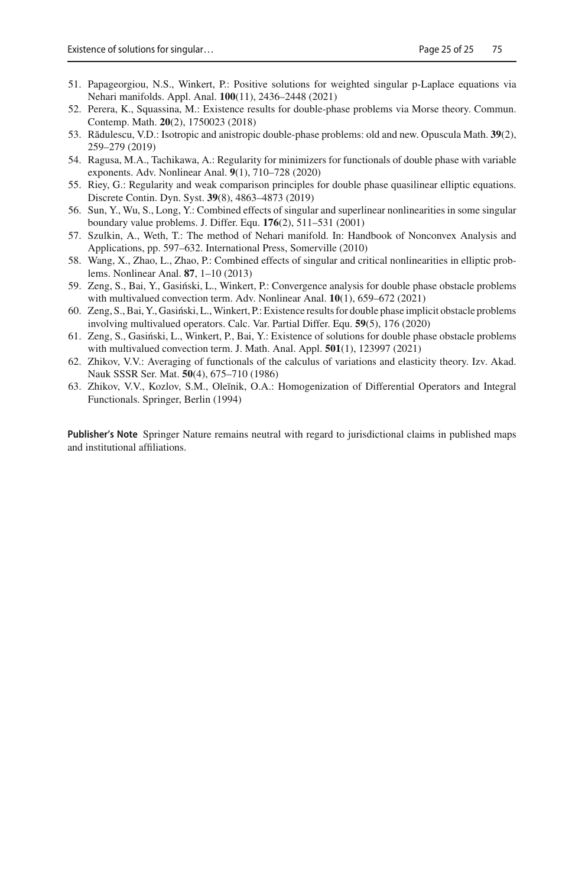51. Papageorgiou, N.S., Winkert, P.: Positive solutions for weighted singular p-Laplace equations via Nehari manifolds. Appl. Anal. **100**(11), 2436–2448 (2021)
52. Perera, K., Squassina, M.: Existence results for double-phase problems via Morse theory. Commun. Contemp. Math. **20**(2), 1750023 (2018)
53. Rădulescu, V.D.: Isotropic and anistropic double-phase problems: old and new. Opuscula Math. **39**(2), 259–279 (2019)
54. Ragusa, M.A., Tachikawa, A.: Regularity for minimizers for functionals of double phase with variable exponents. Adv. Nonlinear Anal. **9**(1), 710–728 (2020)
55. Riey, G.: Regularity and weak comparison principles for double phase quasilinear elliptic equations. Discrete Contin. Dyn. Syst. **39**(8), 4863–4873 (2019)
56. Sun, Y., Wu, S., Long, Y.: Combined effects of singular and superlinear nonlinearities in some singular boundary value problems. J. Differ. Equ. **176**(2), 511–531 (2001)
57. Szulkin, A., Weth, T.: The method of Nehari manifold. In: Handbook of Nonconvex Analysis and Applications, pp. 597–632. International Press, Somerville (2010)
58. Wang, X., Zhao, L., Zhao, P.: Combined effects of singular and critical nonlinearities in elliptic problems. Nonlinear Anal. **87**, 1–10 (2013)
59. Zeng, S., Bai, Y., Gasiński, L., Winkert, P.: Convergence analysis for double phase obstacle problems with multivalued convection term. Adv. Nonlinear Anal. **10**(1), 659–672 (2021)
60. Zeng, S., Bai, Y., Gasiński, L., Winkert, P.: Existence results for double phase implicit obstacle problems involving multivalued operators. Calc. Var. Partial Differ. Equ. **59**(5), 176 (2020)
61. Zeng, S., Gasiński, L., Winkert, P., Bai, Y.: Existence of solutions for double phase obstacle problems with multivalued convection term. J. Math. Anal. Appl. **501**(1), 123997 (2021)
62. Zhikov, V.V.: Averaging of functionals of the calculus of variations and elasticity theory. Izv. Akad. Nauk SSSR Ser. Mat. **50**(4), 675–710 (1986)
63. Zhikov, V.V., Kozlov, S.M., Oleĭnik, O.A.: Homogenization of Differential Operators and Integral Functionals. Springer, Berlin (1994)

**Publisher's Note** Springer Nature remains neutral with regard to jurisdictional claims in published maps and institutional affiliations.